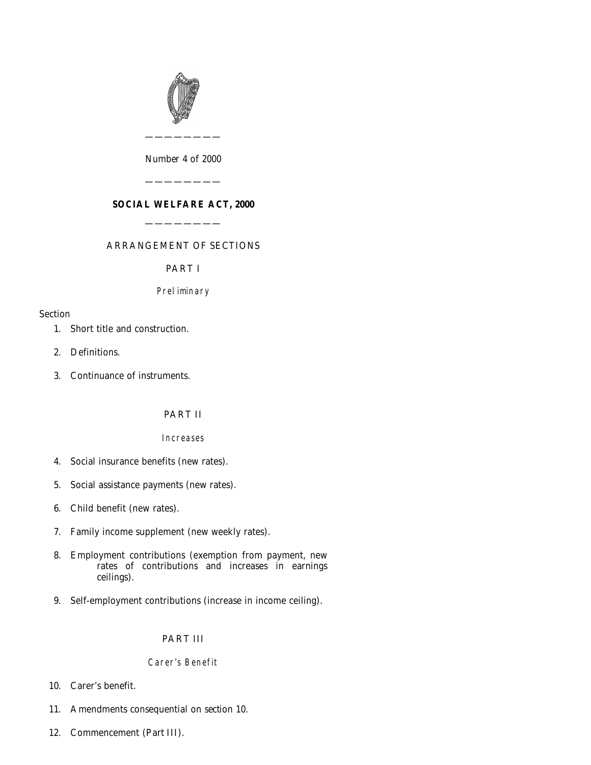Number 4 of 2000

# SOCIAL WELFARE ACT, 2000

ARRANGEMENT OF SECTIONS

## PART I

*Preliminary*

Section

1. Short title and construction.
2. Definitions.
3. Continuance of instruments.

## PART II

*Increases*

4. Social insurance benefits (new rates).
5. Social assistance payments (new rates).
6. Child benefit (new rates).
7. Family income supplement (new weekly rates).
8. Employment contributions (exemption from payment, new rates of contributions and increases in earnings ceilings).
9. Self-employment contributions (increase in income ceiling).

## PART III

*Carer's Benefit*

10. Carer's benefit.
11. Amendments consequential on section 10.
12. Commencement (Part III).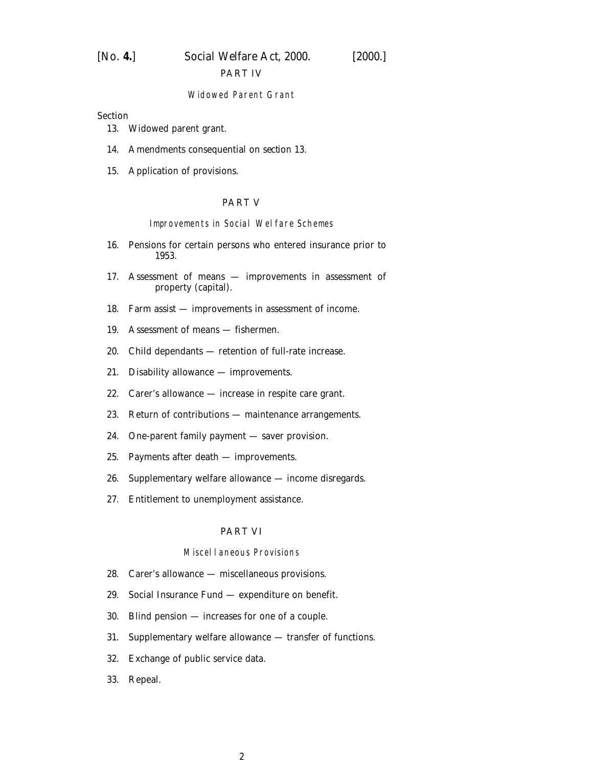PART IV

*Widowed Parent Grant*

Section

13. Widowed parent grant.

14. Amendments consequential on section 13.

15. Application of provisions.

PART V

*Improvements in Social Welfare Schemes*

16. Pensions for certain persons who entered insurance prior to 1953.

17. Assessment of means — improvements in assessment of property (capital).

18. Farm assist — improvements in assessment of income.

19. Assessment of means — fishermen.

20. Child dependants — retention of full-rate increase.

21. Disability allowance — improvements.

22. Carer's allowance — increase in respite care grant.

23. Return of contributions — maintenance arrangements.

24. One-parent family payment — saver provision.

25. Payments after death — improvements.

26. Supplementary welfare allowance — income disregards.

27. Entitlement to unemployment assistance.

PART VI

*Miscellaneous Provisions*

28. Carer's allowance — miscellaneous provisions.

29. Social Insurance Fund — expenditure on benefit.

30. Blind pension — increases for one of a couple.

31. Supplementary welfare allowance — transfer of functions.

32. Exchange of public service data.

33. Repeal.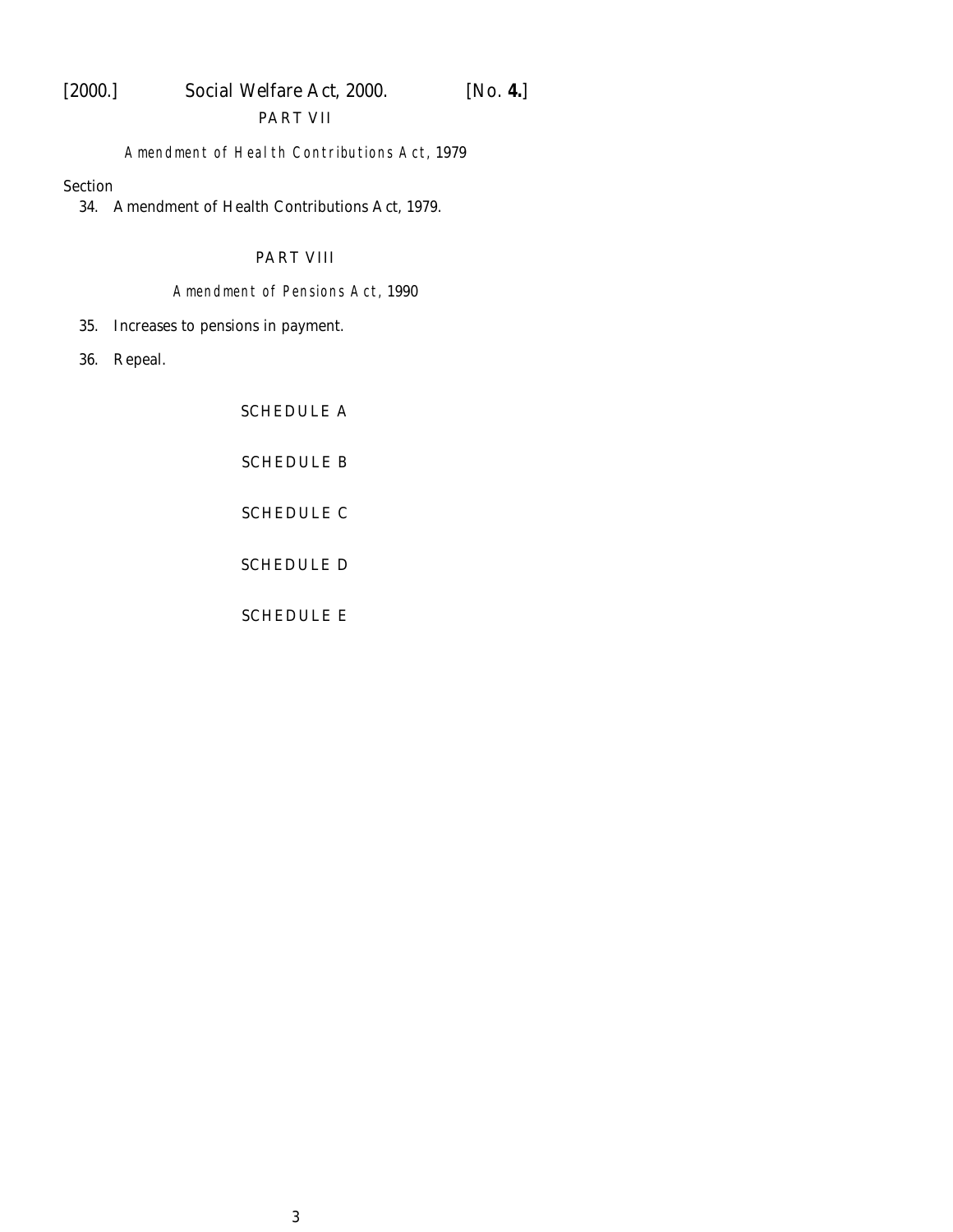PART VII

*Amendment of Health Contributions Act, 1979*

Section

34. Amendment of Health Contributions Act, 1979.

PART VIII

*Amendment of Pensions Act, 1990*

35. Increases to pensions in payment.

36. Repeal.

SCHEDULE A

SCHEDULE B

SCHEDULE C

SCHEDULE D

SCHEDULE E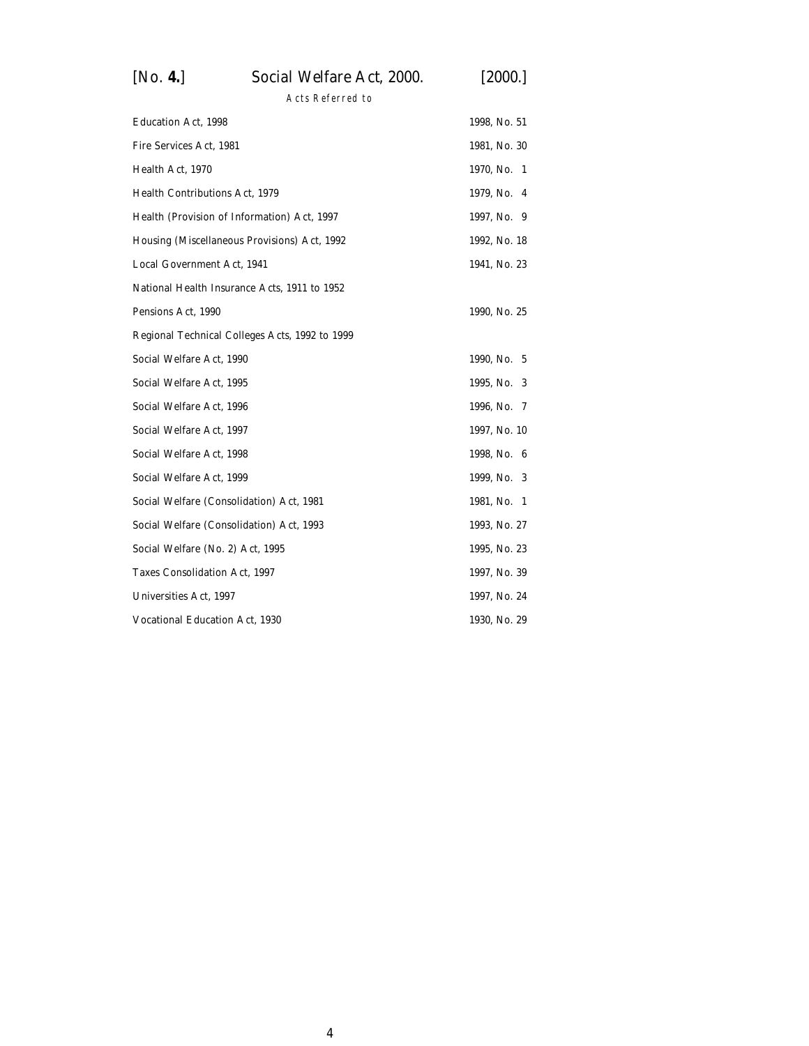*Acts Referred to*

| | |
|---|---|
| Education Act, 1998 | 1998, No. 51 |
| Fire Services Act, 1981 | 1981, No. 30 |
| Health Act, 1970 | 1970, No. 1 |
| Health Contributions Act, 1979 | 1979, No. 4 |
| Health (Provision of Information) Act, 1997 | 1997, No. 9 |
| Housing (Miscellaneous Provisions) Act, 1992 | 1992, No. 18 |
| Local Government Act, 1941 | 1941, No. 23 |
| National Health Insurance Acts, 1911 to 1952 | |
| Pensions Act, 1990 | 1990, No. 25 |
| Regional Technical Colleges Acts, 1992 to 1999 | |
| Social Welfare Act, 1990 | 1990, No. 5 |
| Social Welfare Act, 1995 | 1995, No. 3 |
| Social Welfare Act, 1996 | 1996, No. 7 |
| Social Welfare Act, 1997 | 1997, No. 10 |
| Social Welfare Act, 1998 | 1998, No. 6 |
| Social Welfare Act, 1999 | 1999, No. 3 |
| Social Welfare (Consolidation) Act, 1981 | 1981, No. 1 |
| Social Welfare (Consolidation) Act, 1993 | 1993, No. 27 |
| Social Welfare (No. 2) Act, 1995 | 1995, No. 23 |
| Taxes Consolidation Act, 1997 | 1997, No. 39 |
| Universities Act, 1997 | 1997, No. 24 |
| Vocational Education Act, 1930 | 1930, No. 29 |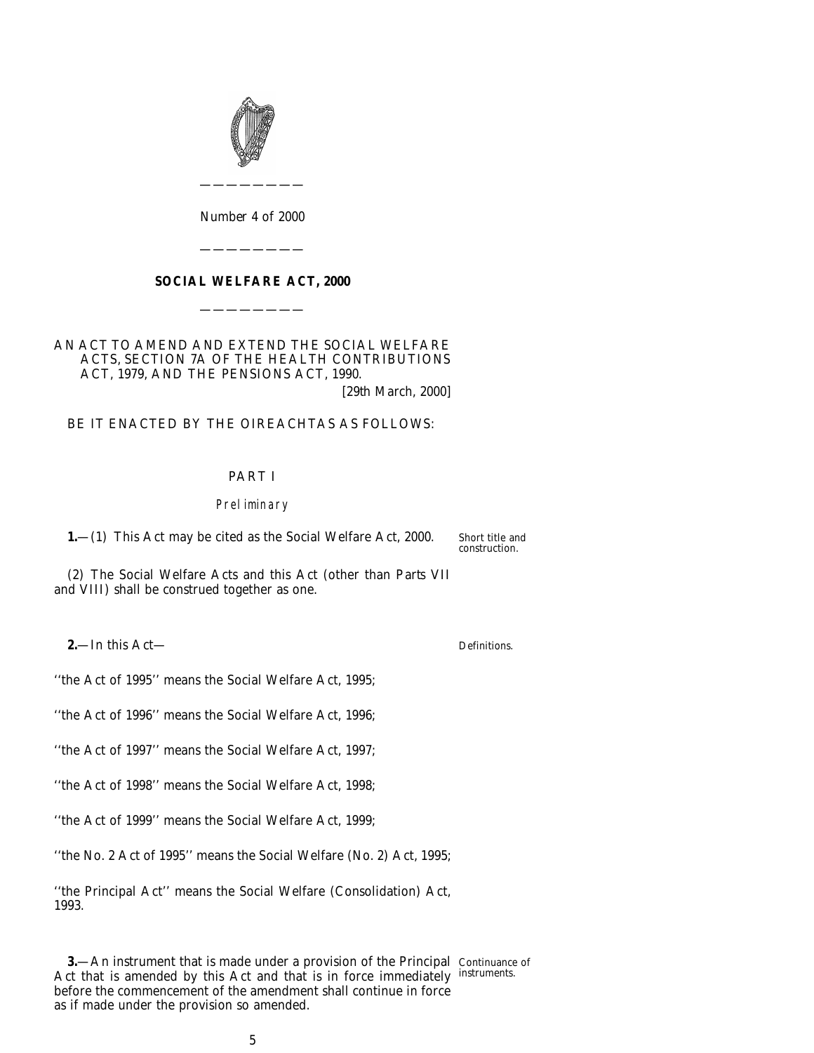Number 4 of 2000

# SOCIAL WELFARE ACT, 2000

AN ACT TO AMEND AND EXTEND THE SOCIAL WELFARE ACTS, SECTION 7A OF THE HEALTH CONTRIBUTIONS ACT, 1979, AND THE PENSIONS ACT, 1990.

[29th March, 2000]

BE IT ENACTED BY THE OIREACHTAS AS FOLLOWS:

## PART I

### *Preliminary*

Short title and construction.

**1.**—(1) This Act may be cited as the Social Welfare Act, 2000.

(2) The Social Welfare Acts and this Act (other than Parts VII and VIII) shall be construed together as one.

Definitions.

**2.**—In this Act—

''the Act of 1995'' means the Social Welfare Act, 1995;

''the Act of 1996'' means the Social Welfare Act, 1996;

''the Act of 1997'' means the Social Welfare Act, 1997;

''the Act of 1998'' means the Social Welfare Act, 1998;

''the Act of 1999'' means the Social Welfare Act, 1999;

''the No. 2 Act of 1995'' means the Social Welfare (No. 2) Act, 1995;

''the Principal Act'' means the Social Welfare (Consolidation) Act, 1993.

Continuance of instruments.

**3.**—An instrument that is made under a provision of the Principal Act that is amended by this Act and that is in force immediately before the commencement of the amendment shall continue in force as if made under the provision so amended.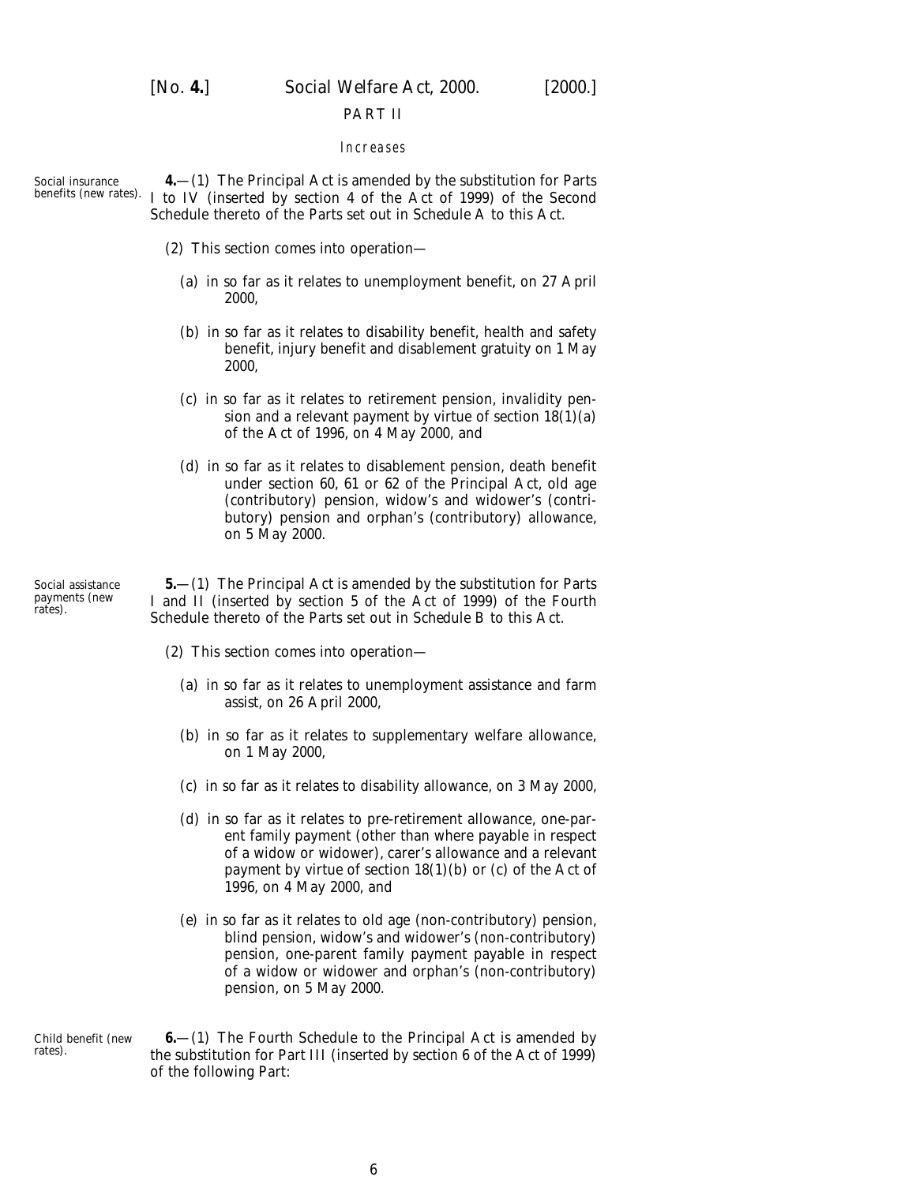PART II

*Increases*

Social insurance benefits (new rates).

**4.**—(1) The Principal Act is amended by the substitution for Parts I to IV (inserted by section 4 of the Act of 1999) of the Second Schedule thereto of the Parts set out in *Schedule A* to this Act.

(2) This section comes into operation—

(*a*) in so far as it relates to unemployment benefit, on 27 April 2000,

(*b*) in so far as it relates to disability benefit, health and safety benefit, injury benefit and disablement gratuity on 1 May 2000,

(*c*) in so far as it relates to retirement pension, invalidity pension and a relevant payment by virtue of section 18(1)(*a*) of the Act of 1996, on 4 May 2000, and

(*d*) in so far as it relates to disablement pension, death benefit under section 60, 61 or 62 of the Principal Act, old age (contributory) pension, widow's and widower's (contributory) pension and orphan's (contributory) allowance, on 5 May 2000.

Social assistance payments (new rates).

**5.**—(1) The Principal Act is amended by the substitution for Parts I and II (inserted by section 5 of the Act of 1999) of the Fourth Schedule thereto of the Parts set out in *Schedule B* to this Act.

(2) This section comes into operation—

(*a*) in so far as it relates to unemployment assistance and farm assist, on 26 April 2000,

(*b*) in so far as it relates to supplementary welfare allowance, on 1 May 2000,

(*c*) in so far as it relates to disability allowance, on 3 May 2000,

(*d*) in so far as it relates to pre-retirement allowance, one-parent family payment (other than where payable in respect of a widow or widower), carer's allowance and a relevant payment by virtue of section 18(1)(*b*) or (*c*) of the Act of 1996, on 4 May 2000, and

(*e*) in so far as it relates to old age (non-contributory) pension, blind pension, widow's and widower's (non-contributory) pension, one-parent family payment payable in respect of a widow or widower and orphan's (non-contributory) pension, on 5 May 2000.

Child benefit (new rates).

**6.**—(1) The Fourth Schedule to the Principal Act is amended by the substitution for Part III (inserted by section 6 of the Act of 1999) of the following Part: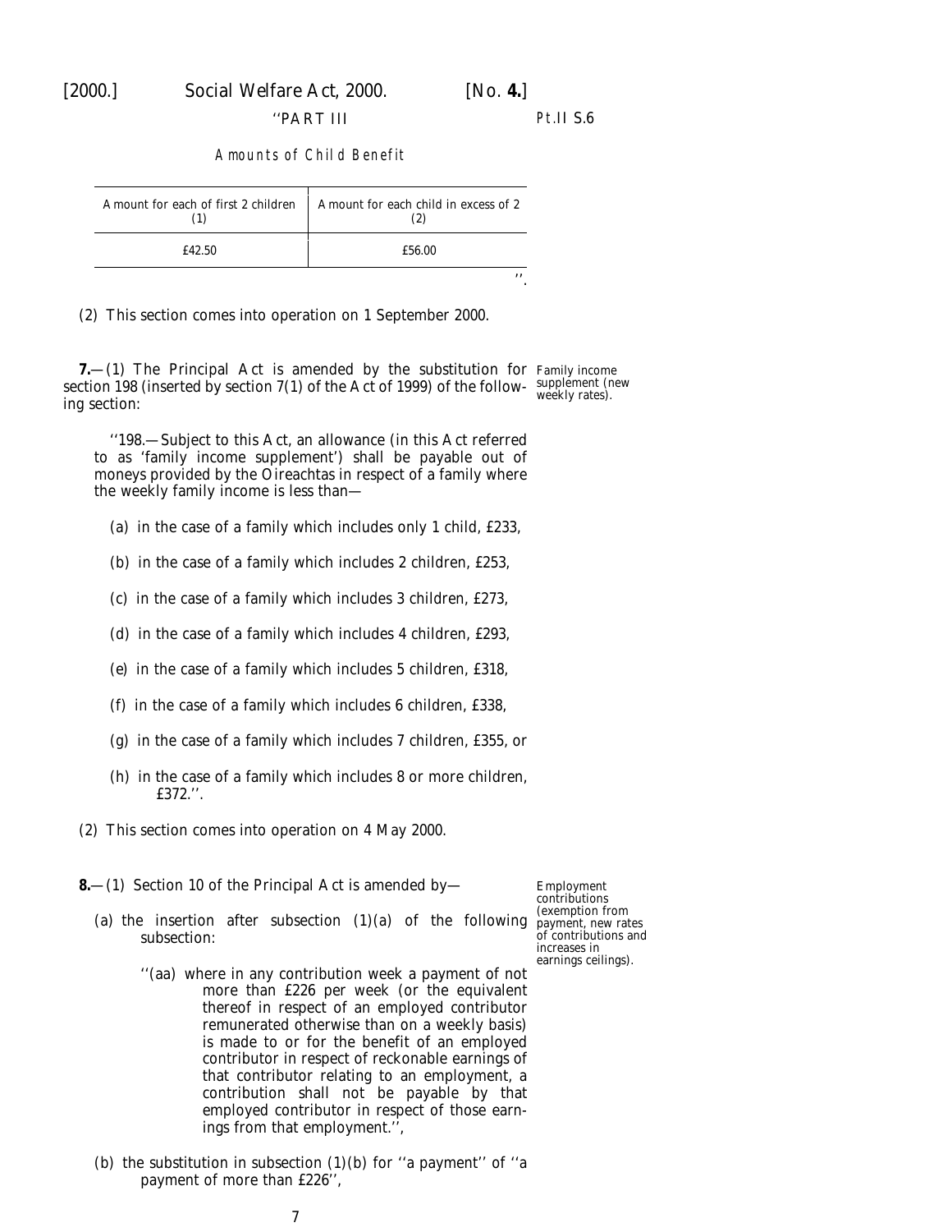''PART III

Pt.II S.6

Amounts of Child Benefit

| Amount for each of first 2 children (1) | Amount for each child in excess of 2 (2) |
|---|---|
| £42.50 | £56.00 |

''.

(2) This section comes into operation on 1 September 2000.

**7.**—(1) The Principal Act is amended by the substitution for section 198 (inserted by section 7(1) of the Act of 1999) of the following section:

Family income supplement (new weekly rates).

''198.—Subject to this Act, an allowance (in this Act referred to as 'family income supplement') shall be payable out of moneys provided by the Oireachtas in respect of a family where the weekly family income is less than—

(a) in the case of a family which includes only 1 child, £233,

(b) in the case of a family which includes 2 children, £253,

(c) in the case of a family which includes 3 children, £273,

(d) in the case of a family which includes 4 children, £293,

(e) in the case of a family which includes 5 children, £318,

(f) in the case of a family which includes 6 children, £338,

(g) in the case of a family which includes 7 children, £355, or

(h) in the case of a family which includes 8 or more children, £372.''.

(2) This section comes into operation on 4 May 2000.

**8.**—(1) Section 10 of the Principal Act is amended by—

Employment contributions (exemption from payment, new rates of contributions and increases in earnings ceilings).

(a) the insertion after subsection (1)(a) of the following subsection:

''(aa) where in any contribution week a payment of not more than £226 per week (or the equivalent thereof in respect of an employed contributor remunerated otherwise than on a weekly basis) is made to or for the benefit of an employed contributor in respect of reckonable earnings of that contributor relating to an employment, a contribution shall not be payable by that employed contributor in respect of those earnings from that employment.'',

(b) the substitution in subsection (1)(b) for ''a payment'' of ''a payment of more than £226'',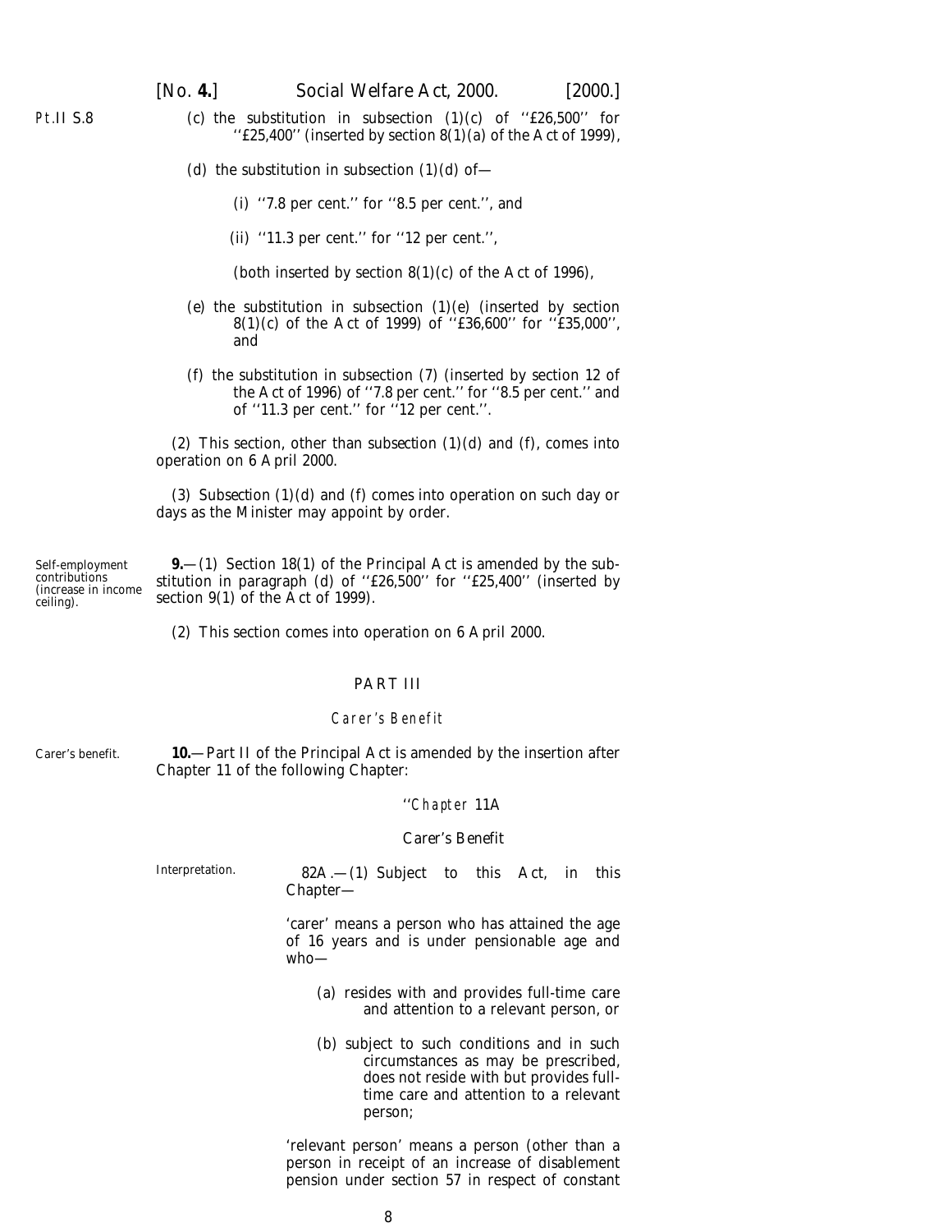Pt.II S.8

(c) the substitution in subsection (1)(c) of ''£26,500'' for ''£25,400'' (inserted by section 8(1)(a) of the Act of 1999),

(d) the substitution in subsection (1)(d) of—

(i) ''7.8 per cent.'' for ''8.5 per cent.'', and

(ii) ''11.3 per cent.'' for ''12 per cent.'',

(both inserted by section 8(1)(c) of the Act of 1996),

(e) the substitution in subsection (1)(e) (inserted by section 8(1)(c) of the Act of 1999) of ''£36,600'' for ''£35,000'', and

(f) the substitution in subsection (7) (inserted by section 12 of the Act of 1996) of ''7.8 per cent.'' for ''8.5 per cent.'' and of ''11.3 per cent.'' for ''12 per cent.''.

(2) This section, other than subsection (1)(d) and (f), comes into operation on 6 April 2000.

(3) Subsection (1)(d) and (f) comes into operation on such day or days as the Minister may appoint by order.

Self-employment contributions (increase in income ceiling).

**9.**—(1) Section 18(1) of the Principal Act is amended by the substitution in paragraph (d) of ''£26,500'' for ''£25,400'' (inserted by section 9(1) of the Act of 1999).

(2) This section comes into operation on 6 April 2000.

## PART III

### Carer's Benefit

Carer's benefit.

**10.**—Part II of the Principal Act is amended by the insertion after Chapter 11 of the following Chapter:

''*Chapter* 11A

Carer's Benefit

Interpretation.

82A.—(1) Subject to this Act, in this Chapter—

'carer' means a person who has attained the age of 16 years and is under pensionable age and who—

(a) resides with and provides full-time care and attention to a relevant person, or

(b) subject to such conditions and in such circumstances as may be prescribed, does not reside with but provides full-time care and attention to a relevant person;

'relevant person' means a person (other than a person in receipt of an increase of disablement pension under section 57 in respect of constant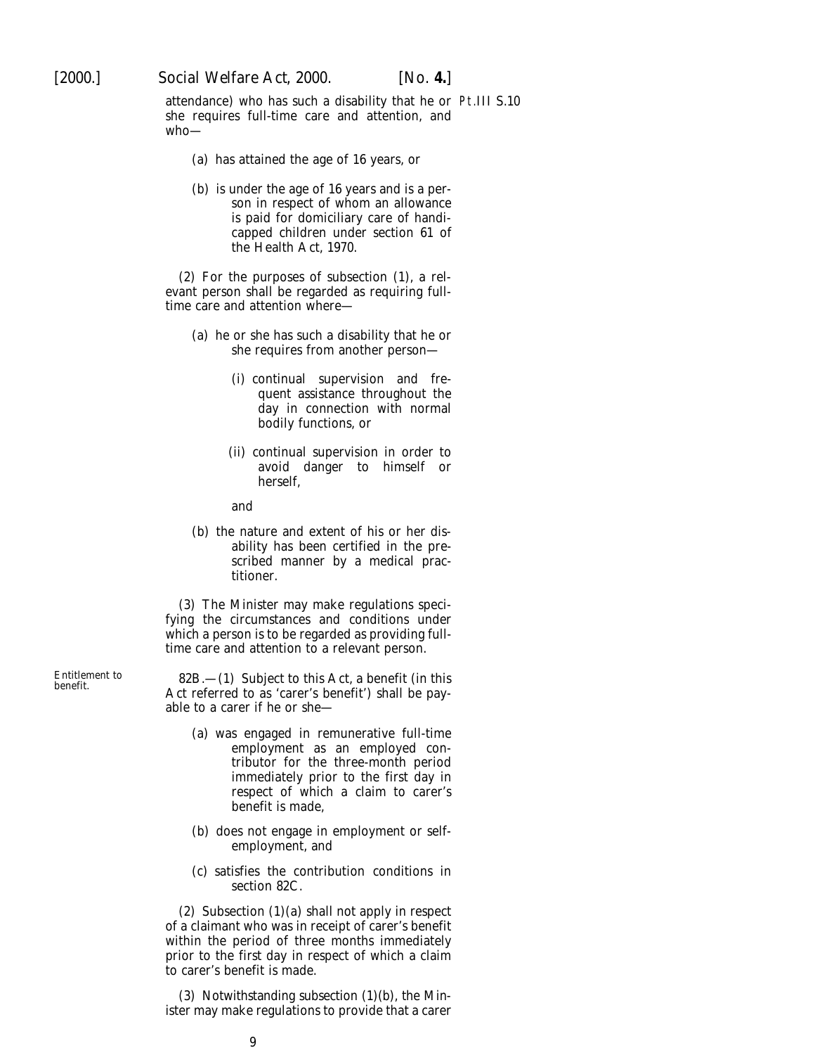attendance) who has such a disability that he or she requires full-time care and attention, and who—

(a) has attained the age of 16 years, or

(b) is under the age of 16 years and is a person in respect of whom an allowance is paid for domiciliary care of handicapped children under section 61 of the Health Act, 1970.

(2) For the purposes of subsection (1), a relevant person shall be regarded as requiring full-time care and attention where—

(a) he or she has such a disability that he or she requires from another person—

(i) continual supervision and frequent assistance throughout the day in connection with normal bodily functions, or

(ii) continual supervision in order to avoid danger to himself or herself,

and

(b) the nature and extent of his or her disability has been certified in the prescribed manner by a medical practitioner.

(3) The Minister may make regulations specifying the circumstances and conditions under which a person is to be regarded as providing full-time care and attention to a relevant person.

*Entitlement to benefit.*

82B.—(1) Subject to this Act, a benefit (in this Act referred to as 'carer's benefit') shall be payable to a carer if he or she—

(a) was engaged in remunerative full-time employment as an employed contributor for the three-month period immediately prior to the first day in respect of which a claim to carer's benefit is made,

(b) does not engage in employment or self-employment, and

(c) satisfies the contribution conditions in section 82C.

(2) Subsection (1)(a) shall not apply in respect of a claimant who was in receipt of carer's benefit within the period of three months immediately prior to the first day in respect of which a claim to carer's benefit is made.

(3) Notwithstanding subsection (1)(b), the Minister may make regulations to provide that a carer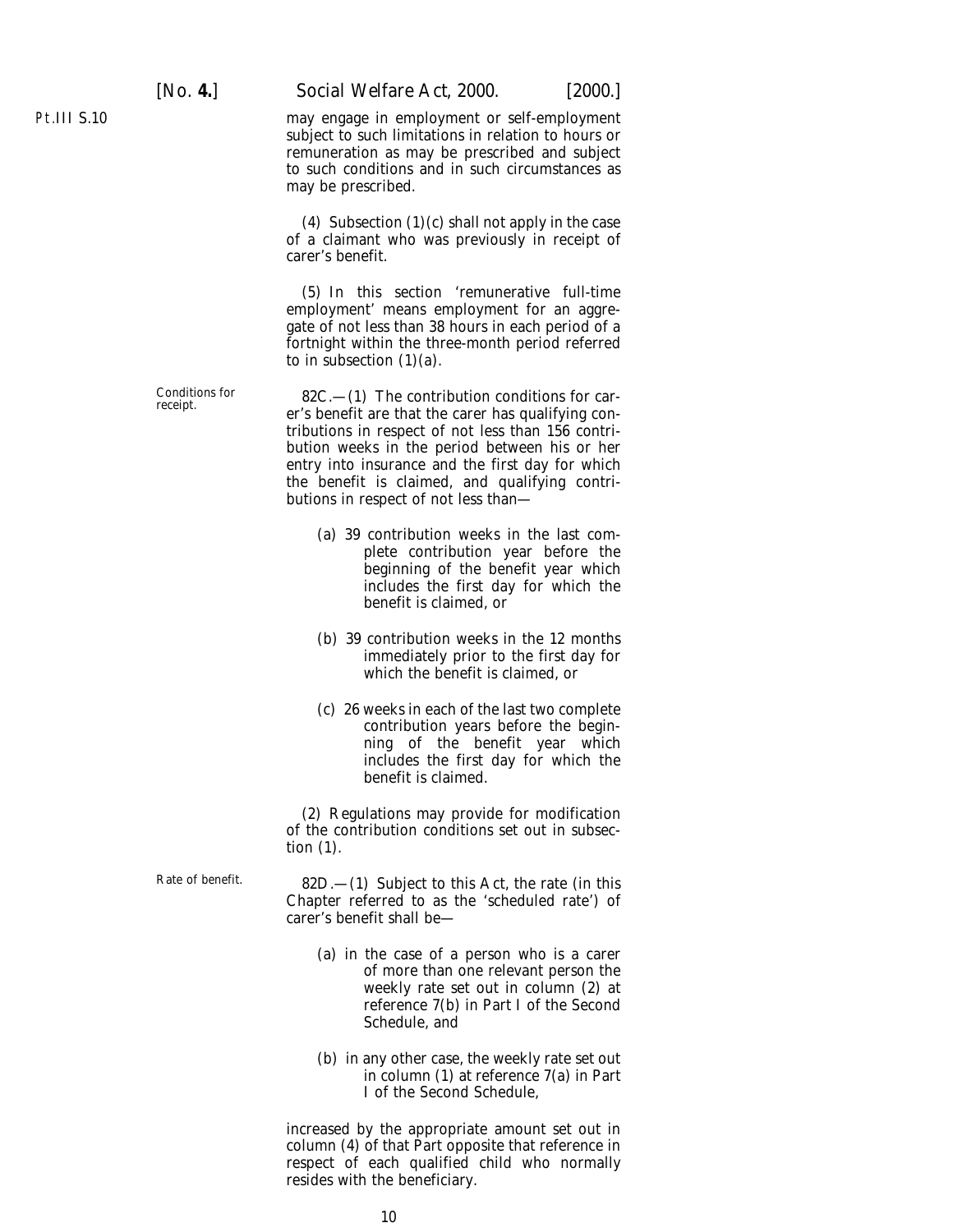may engage in employment or self-employment subject to such limitations in relation to hours or remuneration as may be prescribed and subject to such conditions and in such circumstances as may be prescribed.

(4) Subsection (1)(*c*) shall not apply in the case of a claimant who was previously in receipt of carer's benefit.

(5) In this section 'remunerative full-time employment' means employment for an aggregate of not less than 38 hours in each period of a fortnight within the three-month period referred to in subsection (1)(*a*).

Conditions for receipt.

82C.—(1) The contribution conditions for carer's benefit are that the carer has qualifying contributions in respect of not less than 156 contribution weeks in the period between his or her entry into insurance and the first day for which the benefit is claimed, and qualifying contributions in respect of not less than—

(*a*) 39 contribution weeks in the last complete contribution year before the beginning of the benefit year which includes the first day for which the benefit is claimed, or

(*b*) 39 contribution weeks in the 12 months immediately prior to the first day for which the benefit is claimed, or

(*c*) 26 weeks in each of the last two complete contribution years before the beginning of the benefit year which includes the first day for which the benefit is claimed.

(2) Regulations may provide for modification of the contribution conditions set out in subsection (1).

Rate of benefit.

82D.—(1) Subject to this Act, the rate (in this Chapter referred to as the 'scheduled rate') of carer's benefit shall be—

(*a*) in the case of a person who is a carer of more than one relevant person the weekly rate set out in column (2) at reference 7(*b*) in Part I of the Second Schedule, and

(*b*) in any other case, the weekly rate set out in column (1) at reference 7(*a*) in Part I of the Second Schedule,

increased by the appropriate amount set out in column (4) of that Part opposite that reference in respect of each qualified child who normally resides with the beneficiary.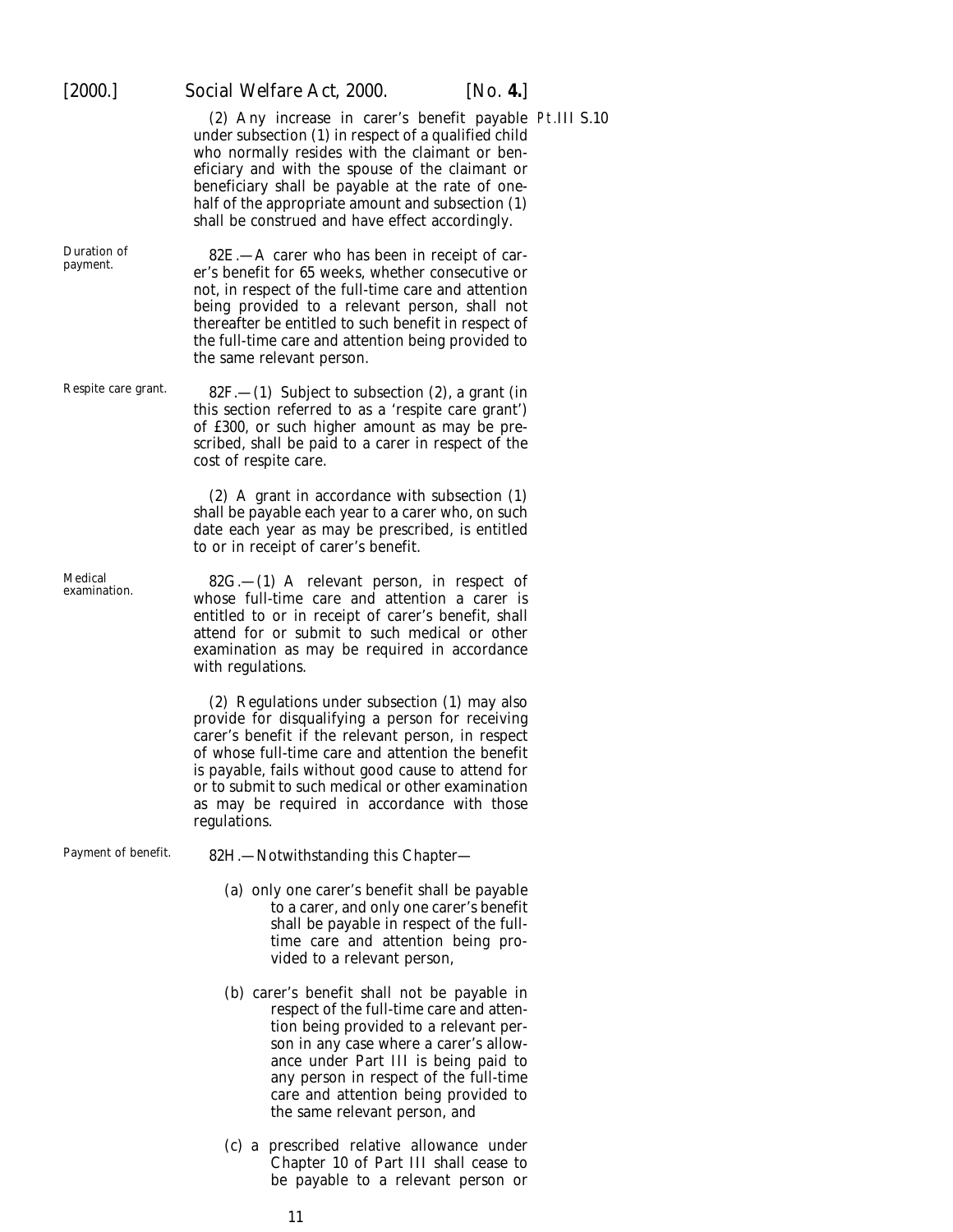(2) Any increase in carer's benefit payable under subsection (1) in respect of a qualified child who normally resides with the claimant or beneficiary and with the spouse of the claimant or beneficiary shall be payable at the rate of one-half of the appropriate amount and subsection (1) shall be construed and have effect accordingly.

Duration of payment.

82E.—A carer who has been in receipt of carer's benefit for 65 weeks, whether consecutive or not, in respect of the full-time care and attention being provided to a relevant person, shall not thereafter be entitled to such benefit in respect of the full-time care and attention being provided to the same relevant person.

Respite care grant.

82F.—(1) Subject to subsection (2), a grant (in this section referred to as a 'respite care grant') of £300, or such higher amount as may be prescribed, shall be paid to a carer in respect of the cost of respite care.

(2) A grant in accordance with subsection (1) shall be payable each year to a carer who, on such date each year as may be prescribed, is entitled to or in receipt of carer's benefit.

Medical examination.

82G.—(1) A relevant person, in respect of whose full-time care and attention a carer is entitled to or in receipt of carer's benefit, shall attend for or submit to such medical or other examination as may be required in accordance with regulations.

(2) Regulations under subsection (1) may also provide for disqualifying a person for receiving carer's benefit if the relevant person, in respect of whose full-time care and attention the benefit is payable, fails without good cause to attend for or to submit to such medical or other examination as may be required in accordance with those regulations.

Payment of benefit.

82H.—Notwithstanding this Chapter—

(a) only one carer's benefit shall be payable to a carer, and only one carer's benefit shall be payable in respect of the full-time care and attention being provided to a relevant person,

(b) carer's benefit shall not be payable in respect of the full-time care and attention being provided to a relevant person in any case where a carer's allowance under Part III is being paid to any person in respect of the full-time care and attention being provided to the same relevant person, and

(c) a prescribed relative allowance under Chapter 10 of Part III shall cease to be payable to a relevant person or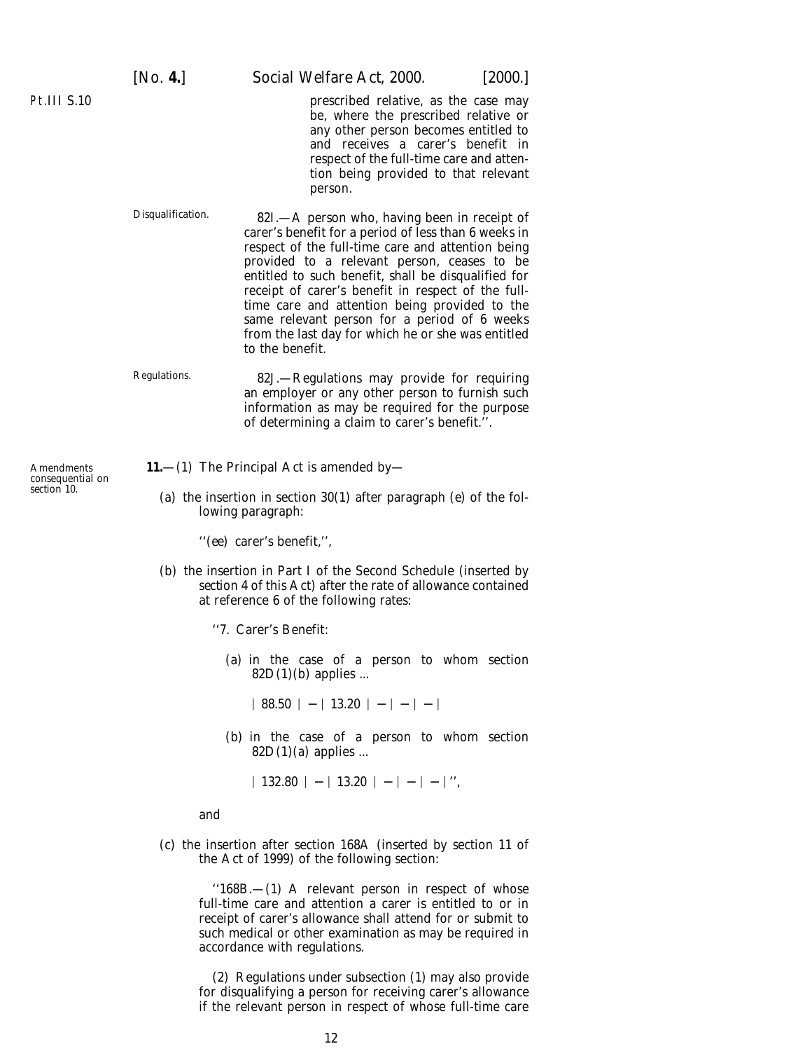prescribed relative, as the case may be, where the prescribed relative or any other person becomes entitled to and receives a carer's benefit in respect of the full-time care and attention being provided to that relevant person.

Disqualification.

82I.—A person who, having been in receipt of carer's benefit for a period of less than 6 weeks in respect of the full-time care and attention being provided to a relevant person, ceases to be entitled to such benefit, shall be disqualified for receipt of carer's benefit in respect of the full-time care and attention being provided to the same relevant person for a period of 6 weeks from the last day for which he or she was entitled to the benefit.

Regulations.

82J.—Regulations may provide for requiring an employer or any other person to furnish such information as may be required for the purpose of determining a claim to carer's benefit.''.

Amendments consequential on section 10.

**11.**—(1) The Principal Act is amended by—

(*a*) the insertion in section 30(1) after paragraph (*e*) of the following paragraph:

''(*ee*) carer's benefit,'',

(*b*) the insertion in Part I of the Second Schedule (inserted by *section 4* of this Act) after the rate of allowance contained at reference 6 of the following rates:

''7. Carer's Benefit:

(*a*) in the case of a person to whom section 82D(1)(*b*) applies ...

| 88.50 | — | 13.20 | — | — | — |

(*b*) in the case of a person to whom section 82D(1)(*a*) applies ...

| 132.80 | — | 13.20 | — | — | — |'',

and

(*c*) the insertion after section 168A (inserted by section 11 of the Act of 1999) of the following section:

''168B.—(1) A relevant person in respect of whose full-time care and attention a carer is entitled to or in receipt of carer's allowance shall attend for or submit to such medical or other examination as may be required in accordance with regulations.

(2) Regulations under subsection (1) may also provide for disqualifying a person for receiving carer's allowance if the relevant person in respect of whose full-time care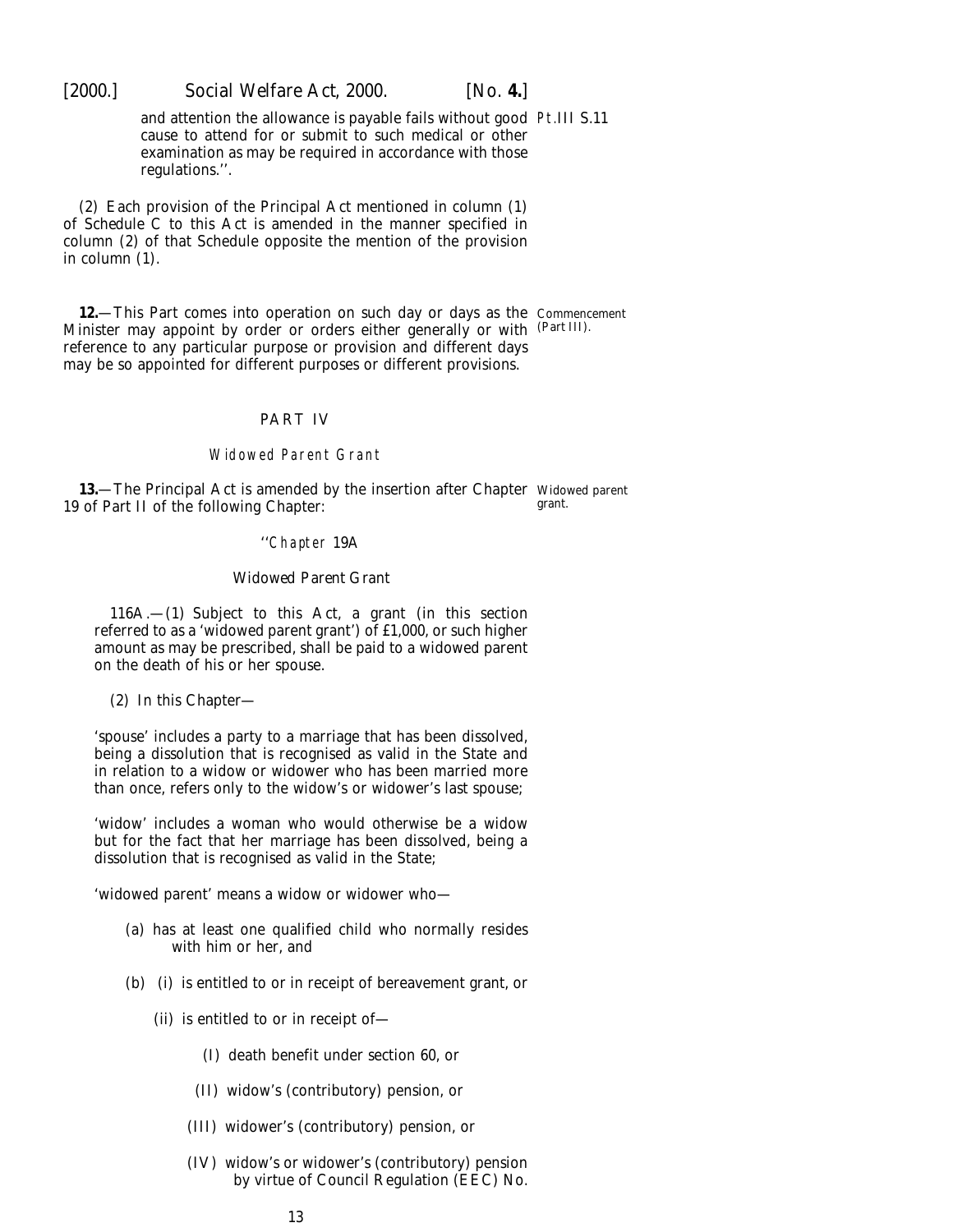and attention the allowance is payable fails without good cause to attend for or submit to such medical or other examination as may be required in accordance with those regulations.''.

Pt.III S.11

(2) Each provision of the Principal Act mentioned in column (1) of Schedule C to this Act is amended in the manner specified in column (2) of that Schedule opposite the mention of the provision in column (1).

Commencement (Part III).

**12.**—This Part comes into operation on such day or days as the Minister may appoint by order or orders either generally or with reference to any particular purpose or provision and different days may be so appointed for different purposes or different provisions.

## PART IV

### *Widowed Parent Grant*

Widowed parent grant.

**13.**—The Principal Act is amended by the insertion after Chapter 19 of Part II of the following Chapter:

''*Chapter* 19A

Widowed Parent Grant

116A.—(1) Subject to this Act, a grant (in this section referred to as a 'widowed parent grant') of £1,000, or such higher amount as may be prescribed, shall be paid to a widowed parent on the death of his or her spouse.

(2) In this Chapter—

'spouse' includes a party to a marriage that has been dissolved, being a dissolution that is recognised as valid in the State and in relation to a widow or widower who has been married more than once, refers only to the widow's or widower's last spouse;

'widow' includes a woman who would otherwise be a widow but for the fact that her marriage has been dissolved, being a dissolution that is recognised as valid in the State;

'widowed parent' means a widow or widower who—

(a) has at least one qualified child who normally resides with him or her, and

(b) (i) is entitled to or in receipt of bereavement grant, or

(ii) is entitled to or in receipt of—

(I) death benefit under section 60, or

(II) widow's (contributory) pension, or

(III) widower's (contributory) pension, or

(IV) widow's or widower's (contributory) pension by virtue of Council Regulation (EEC) No.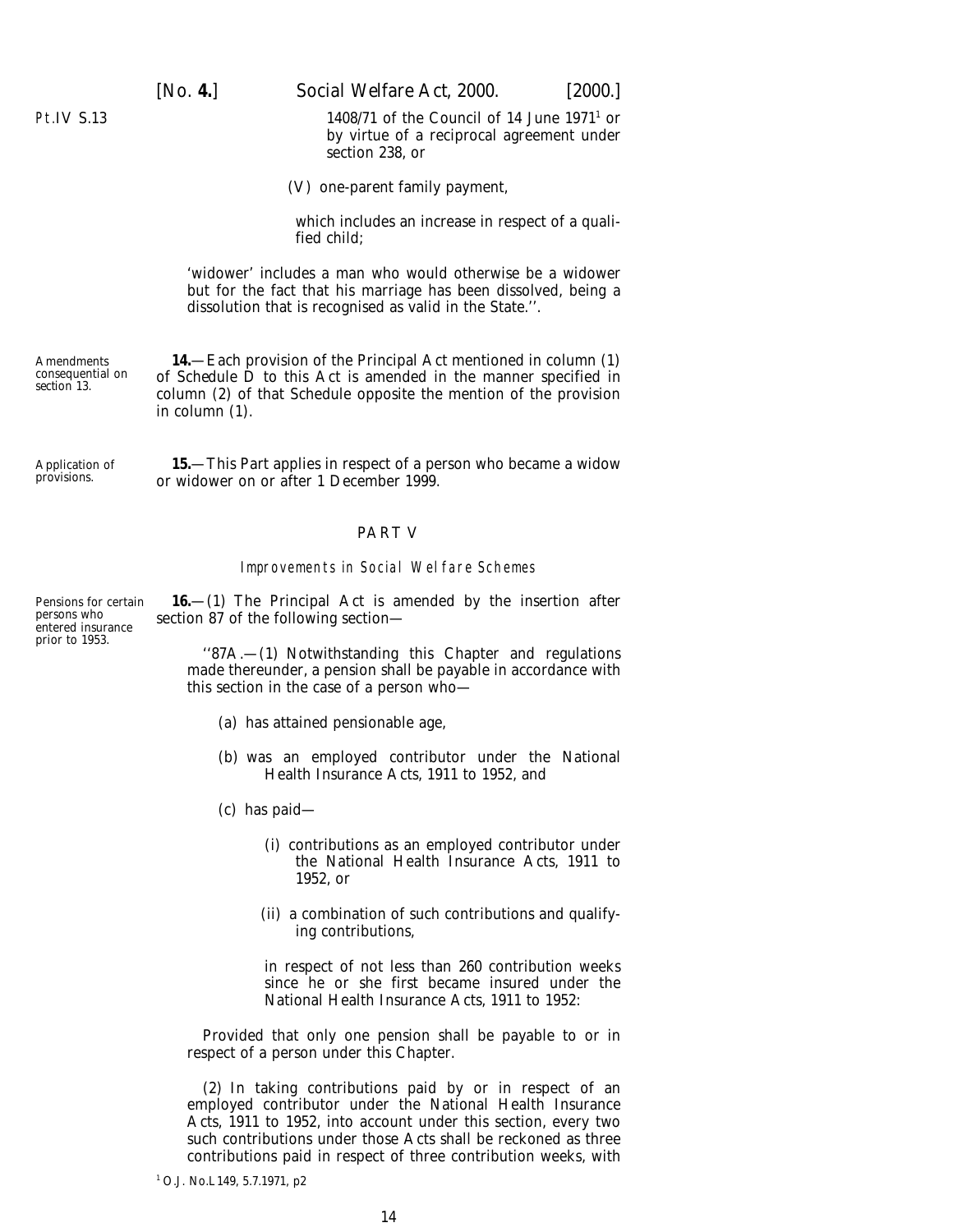Pt.IV S.13

1408/71 of the Council of 14 June 1971[1] or by virtue of a reciprocal agreement under section 238, or

(V) one-parent family payment,

which includes an increase in respect of a qualified child;

'widower' includes a man who would otherwise be a widower but for the fact that his marriage has been dissolved, being a dissolution that is recognised as valid in the State.''.

Amendments consequential on section 13.

**14.**—Each provision of the Principal Act mentioned in column (1) of *Schedule D* to this Act is amended in the manner specified in column (2) of that Schedule opposite the mention of the provision in column (1).

Application of provisions.

**15.**—This Part applies in respect of a person who became a widow or widower on or after 1 December 1999.

## PART V

### *Improvements in Social Welfare Schemes*

Pensions for certain persons who entered insurance prior to 1953.

**16.**—(1) The Principal Act is amended by the insertion after section 87 of the following section—

''87A.—(1) Notwithstanding this Chapter and regulations made thereunder, a pension shall be payable in accordance with this section in the case of a person who—

(*a*) has attained pensionable age,

(*b*) was an employed contributor under the National Health Insurance Acts, 1911 to 1952, and

(*c*) has paid—

(i) contributions as an employed contributor under the National Health Insurance Acts, 1911 to 1952, or

(ii) a combination of such contributions and qualifying contributions,

in respect of not less than 260 contribution weeks since he or she first became insured under the National Health Insurance Acts, 1911 to 1952:

Provided that only one pension shall be payable to or in respect of a person under this Chapter.

(2) In taking contributions paid by or in respect of an employed contributor under the National Health Insurance Acts, 1911 to 1952, into account under this section, every two such contributions under those Acts shall be reckoned as three contributions paid in respect of three contribution weeks, with

[1] O.J. No.L 149, 5.7.1971, p2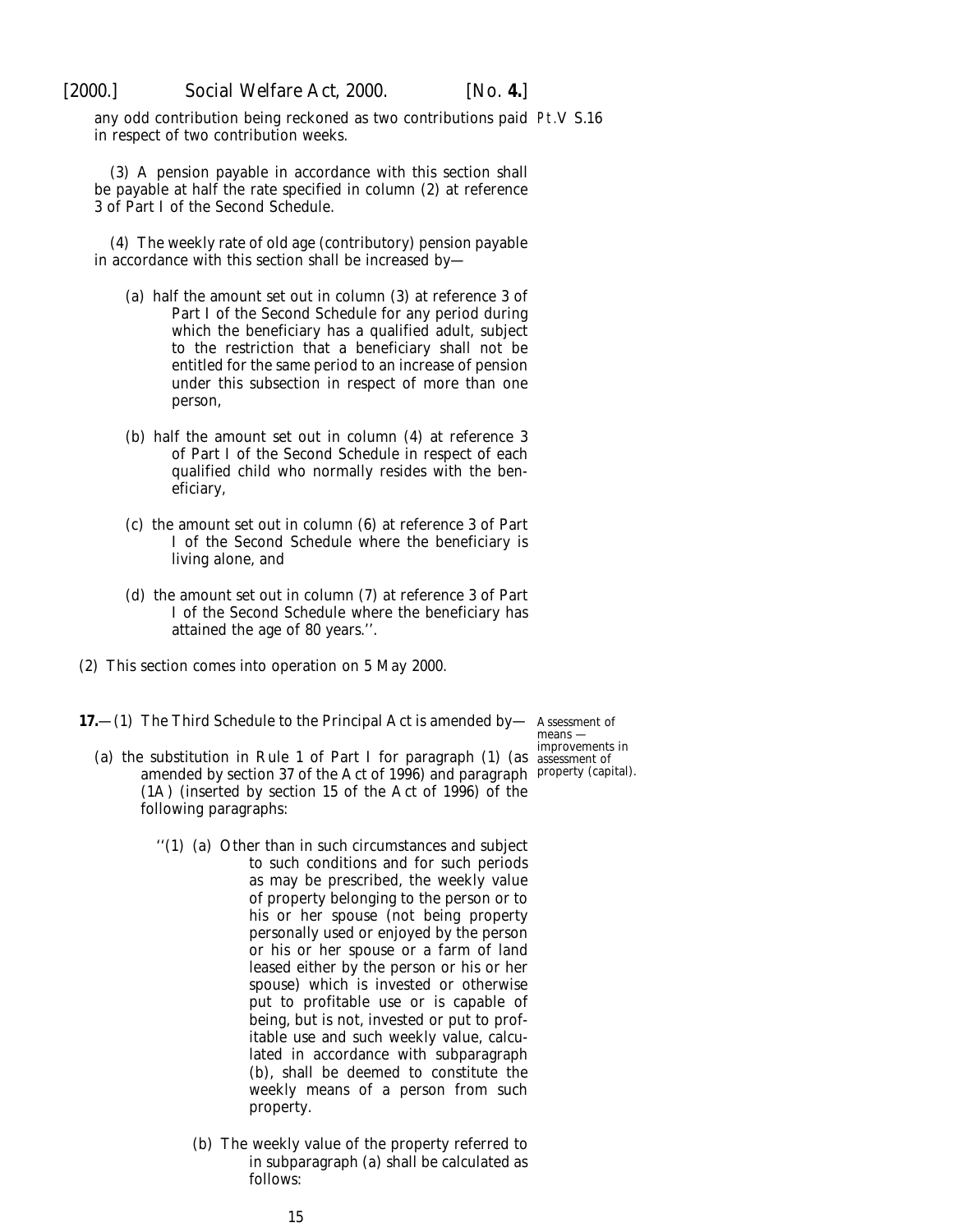any odd contribution being reckoned as two contributions paid in respect of two contribution weeks.

(3) A pension payable in accordance with this section shall be payable at half the rate specified in column (2) at reference 3 of Part I of the Second Schedule.

(4) The weekly rate of old age (contributory) pension payable in accordance with this section shall be increased by—

(a) half the amount set out in column (3) at reference 3 of Part I of the Second Schedule for any period during which the beneficiary has a qualified adult, subject to the restriction that a beneficiary shall not be entitled for the same period to an increase of pension under this subsection in respect of more than one person,

(b) half the amount set out in column (4) at reference 3 of Part I of the Second Schedule in respect of each qualified child who normally resides with the beneficiary,

(c) the amount set out in column (6) at reference 3 of Part I of the Second Schedule where the beneficiary is living alone, and

(d) the amount set out in column (7) at reference 3 of Part I of the Second Schedule where the beneficiary has attained the age of 80 years.''.

(2) This section comes into operation on 5 May 2000.

Assessment of means — improvements in assessment of property (capital).

**17.**—(1) The Third Schedule to the Principal Act is amended by—

(a) the substitution in Rule 1 of Part I for paragraph (1) (as amended by section 37 of the Act of 1996) and paragraph (1A) (inserted by section 15 of the Act of 1996) of the following paragraphs:

''(1) (a) Other than in such circumstances and subject to such conditions and for such periods as may be prescribed, the weekly value of property belonging to the person or to his or her spouse (not being property personally used or enjoyed by the person or his or her spouse or a farm of land leased either by the person or his or her spouse) which is invested or otherwise put to profitable use or is capable of being, but is not, invested or put to profitable use and such weekly value, calculated in accordance with subparagraph (b), shall be deemed to constitute the weekly means of a person from such property.

(b) The weekly value of the property referred to in subparagraph (a) shall be calculated as follows: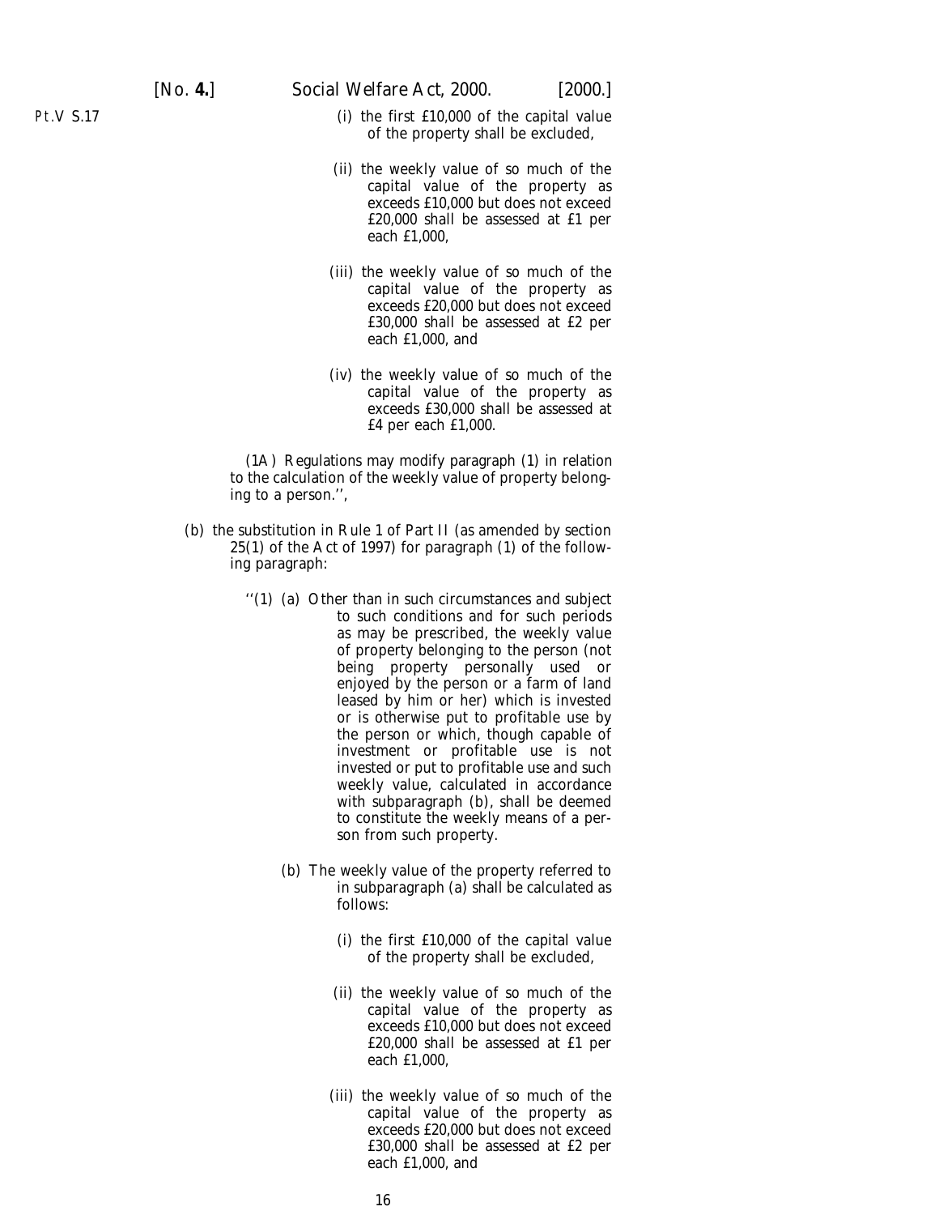(i) the first £10,000 of the capital value of the property shall be excluded,

(ii) the weekly value of so much of the capital value of the property as exceeds £10,000 but does not exceed £20,000 shall be assessed at £1 per each £1,000,

(iii) the weekly value of so much of the capital value of the property as exceeds £20,000 but does not exceed £30,000 shall be assessed at £2 per each £1,000, and

(iv) the weekly value of so much of the capital value of the property as exceeds £30,000 shall be assessed at £4 per each £1,000.

(1A) Regulations may modify paragraph (1) in relation to the calculation of the weekly value of property belonging to a person.'',

(*b*) the substitution in Rule 1 of Part II (as amended by section 25(1) of the Act of 1997) for paragraph (1) of the following paragraph:

''(1) (*a*) Other than in such circumstances and subject to such conditions and for such periods as may be prescribed, the weekly value of property belonging to the person (not being property personally used or enjoyed by the person or a farm of land leased by him or her) which is invested or is otherwise put to profitable use by the person or which, though capable of investment or profitable use is not invested or put to profitable use and such weekly value, calculated in accordance with subparagraph (*b*), shall be deemed to constitute the weekly means of a person from such property.

(*b*) The weekly value of the property referred to in subparagraph (*a*) shall be calculated as follows:

(i) the first £10,000 of the capital value of the property shall be excluded,

(ii) the weekly value of so much of the capital value of the property as exceeds £10,000 but does not exceed £20,000 shall be assessed at £1 per each £1,000,

(iii) the weekly value of so much of the capital value of the property as exceeds £20,000 but does not exceed £30,000 shall be assessed at £2 per each £1,000, and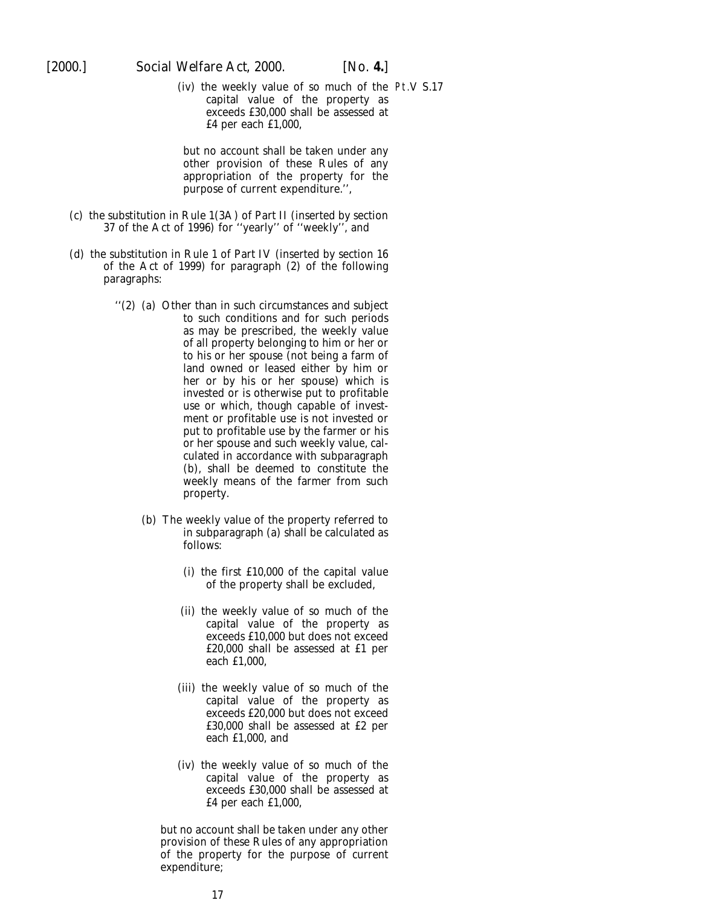(iv) the weekly value of so much of the capital value of the property as exceeds £30,000 shall be assessed at £4 per each £1,000,

but no account shall be taken under any other provision of these Rules of any appropriation of the property for the purpose of current expenditure.'',

Pt.V S.17

(c) the substitution in Rule 1(3A) of Part II (inserted by section 37 of the Act of 1996) for ''yearly'' of ''weekly'', and

(d) the substitution in Rule 1 of Part IV (inserted by section 16 of the Act of 1999) for paragraph (2) of the following paragraphs:

''(2) (a) Other than in such circumstances and subject to such conditions and for such periods as may be prescribed, the weekly value of all property belonging to him or her or to his or her spouse (not being a farm of land owned or leased either by him or her or by his or her spouse) which is invested or is otherwise put to profitable use or which, though capable of investment or profitable use is not invested or put to profitable use by the farmer or his or her spouse and such weekly value, calculated in accordance with subparagraph (b), shall be deemed to constitute the weekly means of the farmer from such property.

(b) The weekly value of the property referred to in subparagraph (a) shall be calculated as follows:

(i) the first £10,000 of the capital value of the property shall be excluded,

(ii) the weekly value of so much of the capital value of the property as exceeds £10,000 but does not exceed £20,000 shall be assessed at £1 per each £1,000,

(iii) the weekly value of so much of the capital value of the property as exceeds £20,000 but does not exceed £30,000 shall be assessed at £2 per each £1,000, and

(iv) the weekly value of so much of the capital value of the property as exceeds £30,000 shall be assessed at £4 per each £1,000,

but no account shall be taken under any other provision of these Rules of any appropriation of the property for the purpose of current expenditure;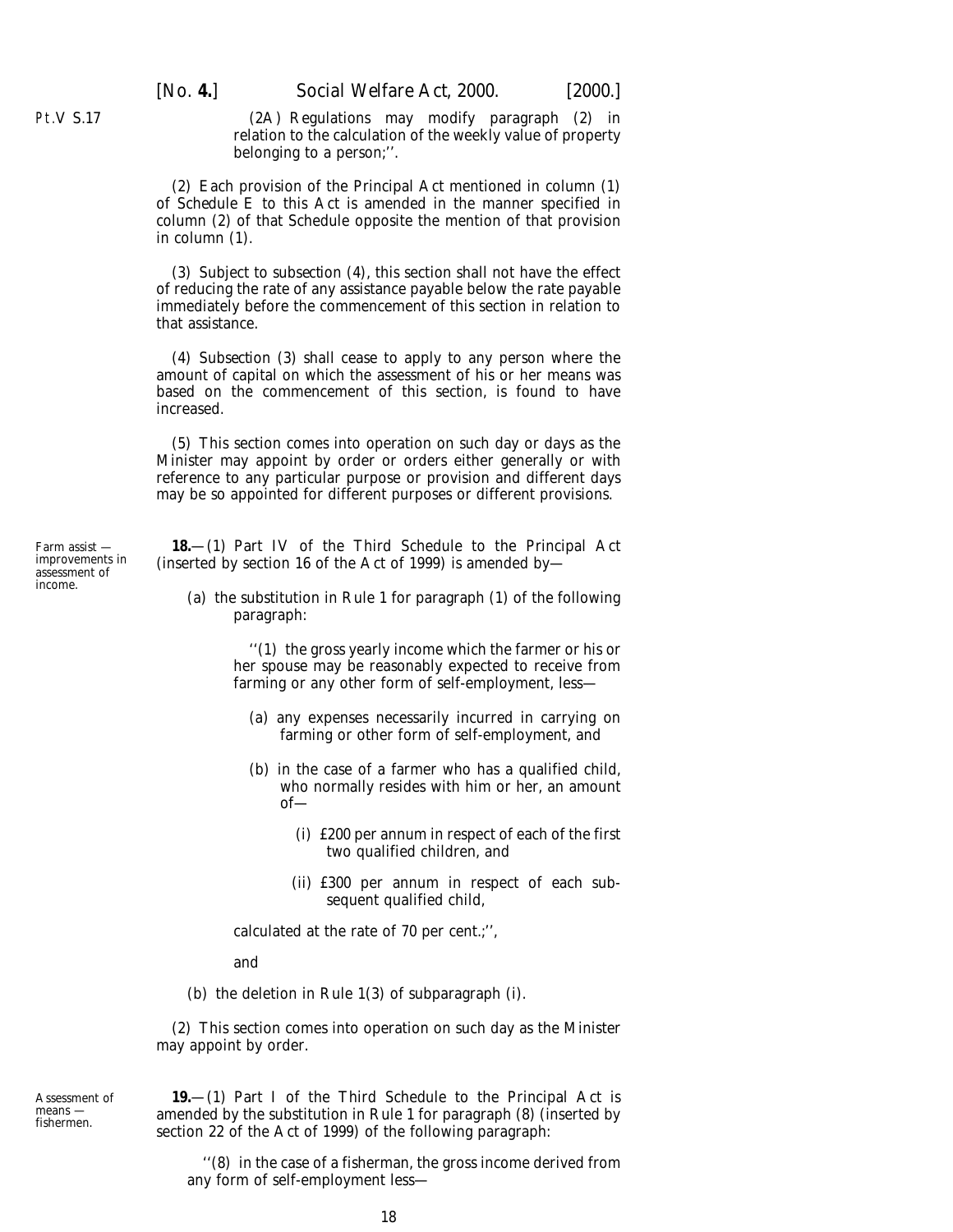(2A) Regulations may modify paragraph (2) in relation to the calculation of the weekly value of property belonging to a person;''.

(2) Each provision of the Principal Act mentioned in column (1) of Schedule E to this Act is amended in the manner specified in column (2) of that Schedule opposite the mention of that provision in column (1).

(3) Subject to *subsection (4)*, this section shall not have the effect of reducing the rate of any assistance payable below the rate payable immediately before the commencement of this section in relation to that assistance.

(4) *Subsection (3)* shall cease to apply to any person where the amount of capital on which the assessment of his or her means was based on the commencement of this section, is found to have increased.

(5) This section comes into operation on such day or days as the Minister may appoint by order or orders either generally or with reference to any particular purpose or provision and different days may be so appointed for different purposes or different provisions.

*Farm assist — improvements in assessment of income.*

**18.**—(1) Part IV of the Third Schedule to the Principal Act (inserted by section 16 of the Act of 1999) is amended by—

(*a*) the substitution in Rule 1 for paragraph (1) of the following paragraph:

> ''(1) the gross yearly income which the farmer or his or her spouse may be reasonably expected to receive from farming or any other form of self-employment, less—
>
> (*a*) any expenses necessarily incurred in carrying on farming or other form of self-employment, and
>
> (*b*) in the case of a farmer who has a qualified child, who normally resides with him or her, an amount of—
>
> (i) £200 per annum in respect of each of the first two qualified children, and
>
> (ii) £300 per annum in respect of each subsequent qualified child,
>
> calculated at the rate of 70 per cent.;'',

and

(*b*) the deletion in Rule 1(3) of subparagraph (i).

(2) This section comes into operation on such day as the Minister may appoint by order.

*Assessment of means — fishermen.*

**19.**—(1) Part I of the Third Schedule to the Principal Act is amended by the substitution in Rule 1 for paragraph (8) (inserted by section 22 of the Act of 1999) of the following paragraph:

> ''(8) in the case of a fisherman, the gross income derived from any form of self-employment less—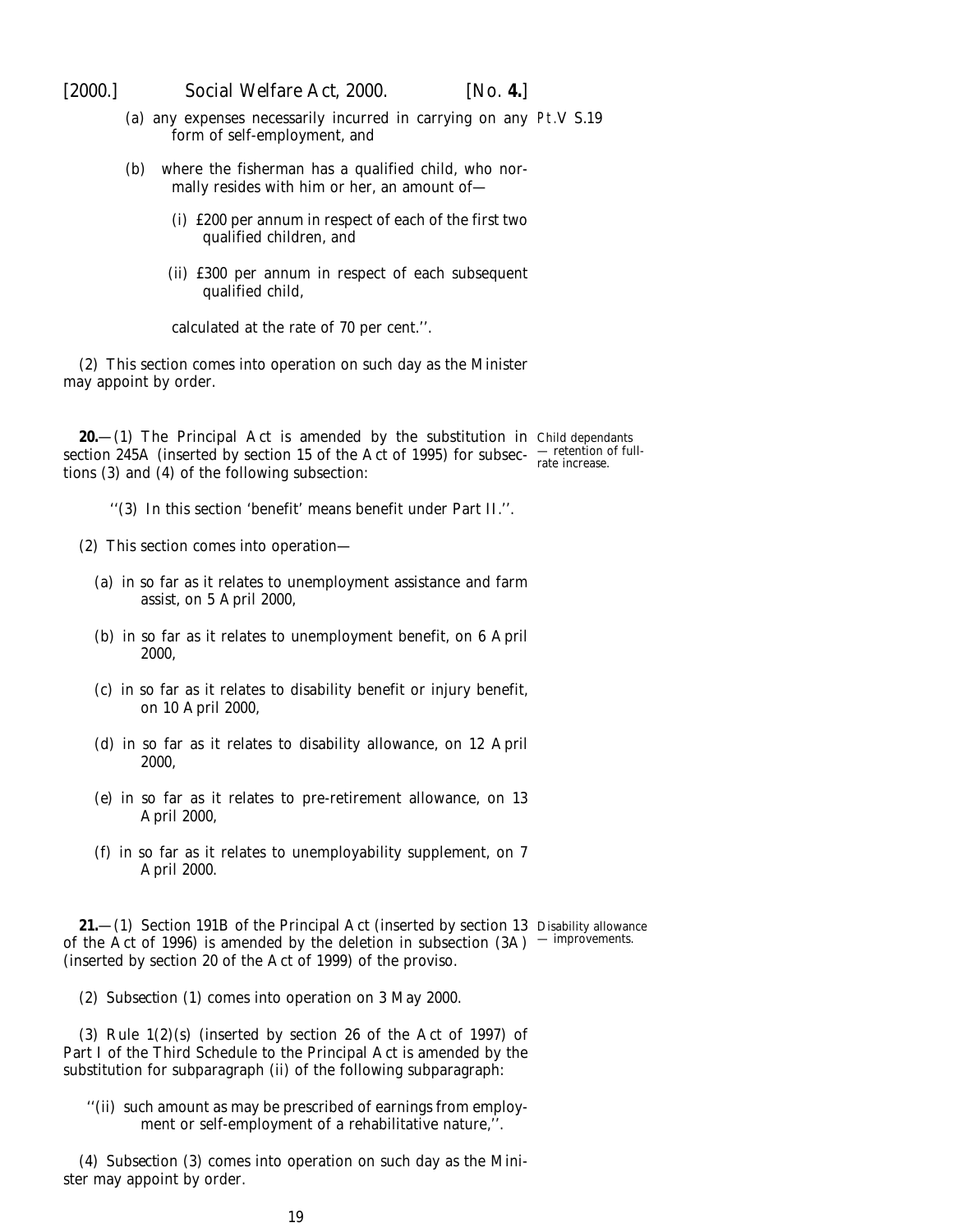(a) any expenses necessarily incurred in carrying on any form of self-employment, and

(b) where the fisherman has a qualified child, who normally resides with him or her, an amount of—

(i) £200 per annum in respect of each of the first two qualified children, and

(ii) £300 per annum in respect of each subsequent qualified child,

calculated at the rate of 70 per cent.''.

(2) This section comes into operation on such day as the Minister may appoint by order.

*Child dependants — retention of full-rate increase.*

**20.**—(1) The Principal Act is amended by the substitution in section 245A (inserted by section 15 of the Act of 1995) for subsections (3) and (4) of the following subsection:

''(3) In this section 'benefit' means benefit under Part II.''.

(2) This section comes into operation—

(a) in so far as it relates to unemployment assistance and farm assist, on 5 April 2000,

(b) in so far as it relates to unemployment benefit, on 6 April 2000,

(c) in so far as it relates to disability benefit or injury benefit, on 10 April 2000,

(d) in so far as it relates to disability allowance, on 12 April 2000,

(e) in so far as it relates to pre-retirement allowance, on 13 April 2000,

(f) in so far as it relates to unemployability supplement, on 7 April 2000.

*Disability allowance — improvements.*

**21.**—(1) Section 191B of the Principal Act (inserted by section 13 of the Act of 1996) is amended by the deletion in subsection (3A) (inserted by section 20 of the Act of 1999) of the proviso.

(2) Subsection (1) comes into operation on 3 May 2000.

(3) Rule 1(2)(s) (inserted by section 26 of the Act of 1997) of Part I of the Third Schedule to the Principal Act is amended by the substitution for subparagraph (ii) of the following subparagraph:

''(ii) such amount as may be prescribed of earnings from employment or self-employment of a rehabilitative nature,''.

(4) Subsection (3) comes into operation on such day as the Minister may appoint by order.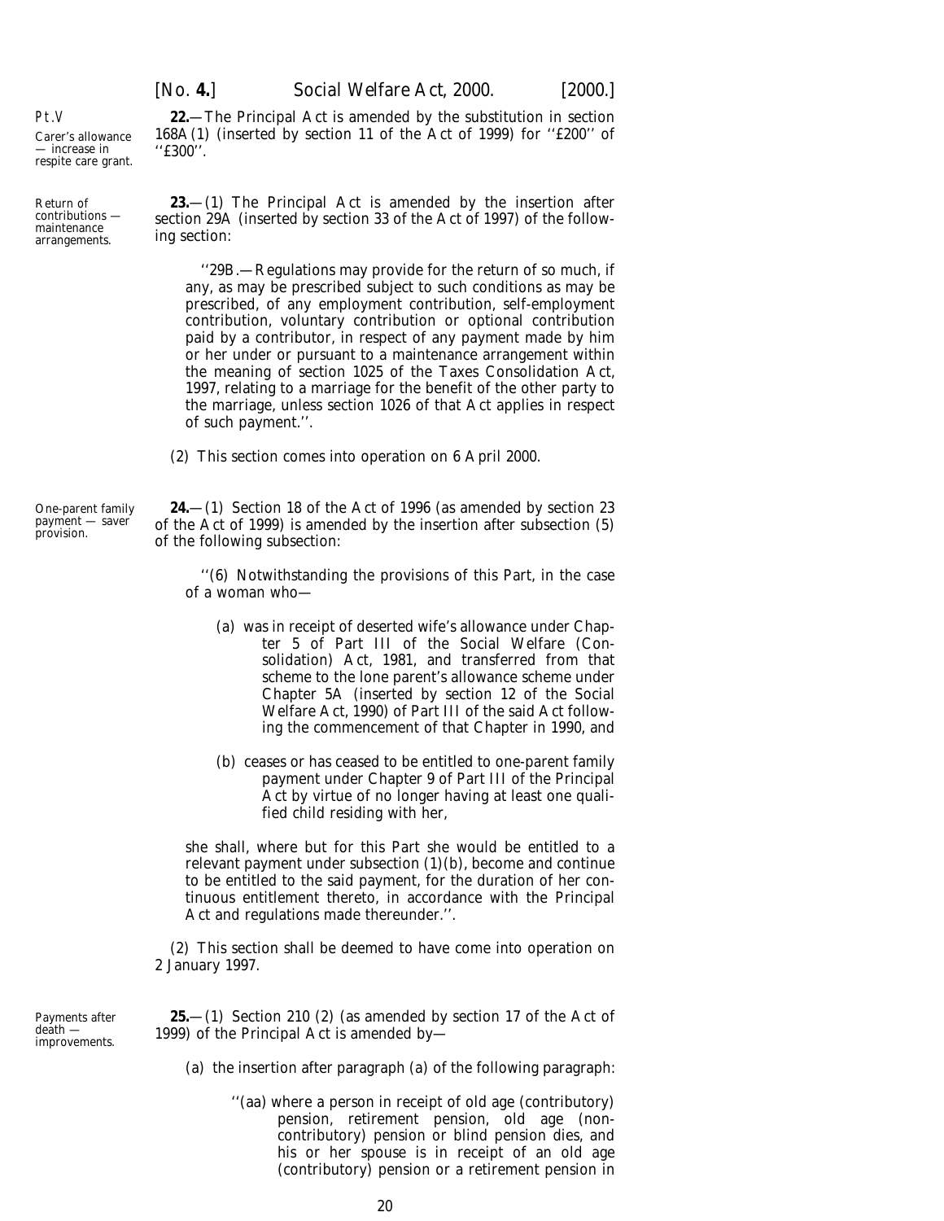Pt.V

*Carer's allowance — increase in respite care grant.*

**22.**—The Principal Act is amended by the substitution in section 168A(1) (inserted by section 11 of the Act of 1999) for ''£200'' of ''£300''.

*Return of contributions — maintenance arrangements.*

**23.**—(1) The Principal Act is amended by the insertion after section 29A (inserted by section 33 of the Act of 1997) of the following section:

> ''29B.—Regulations may provide for the return of so much, if any, as may be prescribed subject to such conditions as may be prescribed, of any employment contribution, self-employment contribution, voluntary contribution or optional contribution paid by a contributor, in respect of any payment made by him or her under or pursuant to a maintenance arrangement within the meaning of section 1025 of the Taxes Consolidation Act, 1997, relating to a marriage for the benefit of the other party to the marriage, unless section 1026 of that Act applies in respect of such payment.''.

(2) This section comes into operation on 6 April 2000.

*One-parent family payment — saver provision.*

**24.**—(1) Section 18 of the Act of 1996 (as amended by section 23 of the Act of 1999) is amended by the insertion after subsection (5) of the following subsection:

> ''(6) Notwithstanding the provisions of this Part, in the case of a woman who—
>
> (*a*) was in receipt of deserted wife's allowance under Chapter 5 of Part III of the Social Welfare (Consolidation) Act, 1981, and transferred from that scheme to the lone parent's allowance scheme under Chapter 5A (inserted by section 12 of the Social Welfare Act, 1990) of Part III of the said Act following the commencement of that Chapter in 1990, and
>
> (*b*) ceases or has ceased to be entitled to one-parent family payment under Chapter 9 of Part III of the Principal Act by virtue of no longer having at least one qualified child residing with her,
>
> she shall, where but for this Part she would be entitled to a relevant payment under subsection (1)(*b*), become and continue to be entitled to the said payment, for the duration of her continuous entitlement thereto, in accordance with the Principal Act and regulations made thereunder.''.

(2) This section shall be deemed to have come into operation on 2 January 1997.

*Payments after death — improvements.*

**25.**—(1) Section 210 (2) (as amended by section 17 of the Act of 1999) of the Principal Act is amended by—

(*a*) the insertion after paragraph (*a*) of the following paragraph:

> ''(*aa*) where a person in receipt of old age (contributory) pension, retirement pension, old age (non-contributory) pension or blind pension dies, and his or her spouse is in receipt of an old age (contributory) pension or a retirement pension in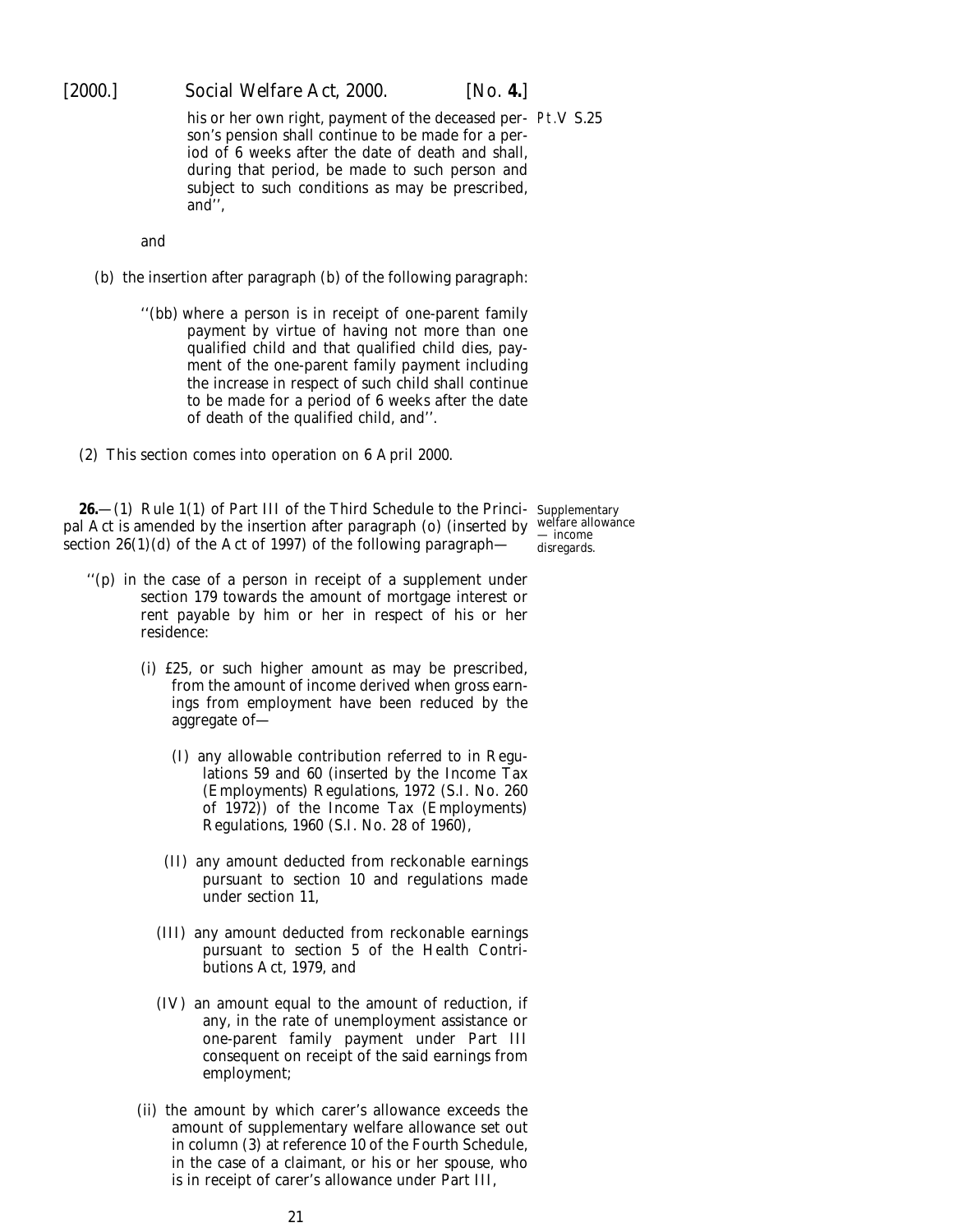his or her own right, payment of the deceased person's pension shall continue to be made for a period of 6 weeks after the date of death and shall, during that period, be made to such person and subject to such conditions as may be prescribed, and'',

and

(*b*) the insertion after paragraph (*b*) of the following paragraph:

''(*bb*) where a person is in receipt of one-parent family payment by virtue of having not more than one qualified child and that qualified child dies, payment of the one-parent family payment including the increase in respect of such child shall continue to be made for a period of 6 weeks after the date of death of the qualified child, and''.

(2) This section comes into operation on 6 April 2000.

Supplementary welfare allowance — income disregards.

**26.**—(1) Rule 1(1) of Part III of the Third Schedule to the Principal Act is amended by the insertion after paragraph (*o*) (inserted by section 26(1)(*d*) of the Act of 1997) of the following paragraph—

''(*p*) in the case of a person in receipt of a supplement under section 179 towards the amount of mortgage interest or rent payable by him or her in respect of his or her residence:

(i) £25, or such higher amount as may be prescribed, from the amount of income derived when gross earnings from employment have been reduced by the aggregate of—

(I) any allowable contribution referred to in Regulations 59 and 60 (inserted by the Income Tax (Employments) Regulations, 1972 (S.I. No. 260 of 1972)) of the Income Tax (Employments) Regulations, 1960 (S.I. No. 28 of 1960),

(II) any amount deducted from reckonable earnings pursuant to section 10 and regulations made under section 11,

(III) any amount deducted from reckonable earnings pursuant to section 5 of the Health Contributions Act, 1979, and

(IV) an amount equal to the amount of reduction, if any, in the rate of unemployment assistance or one-parent family payment under Part III consequent on receipt of the said earnings from employment;

(ii) the amount by which carer's allowance exceeds the amount of supplementary welfare allowance set out in column (3) at reference 10 of the Fourth Schedule, in the case of a claimant, or his or her spouse, who is in receipt of carer's allowance under Part III,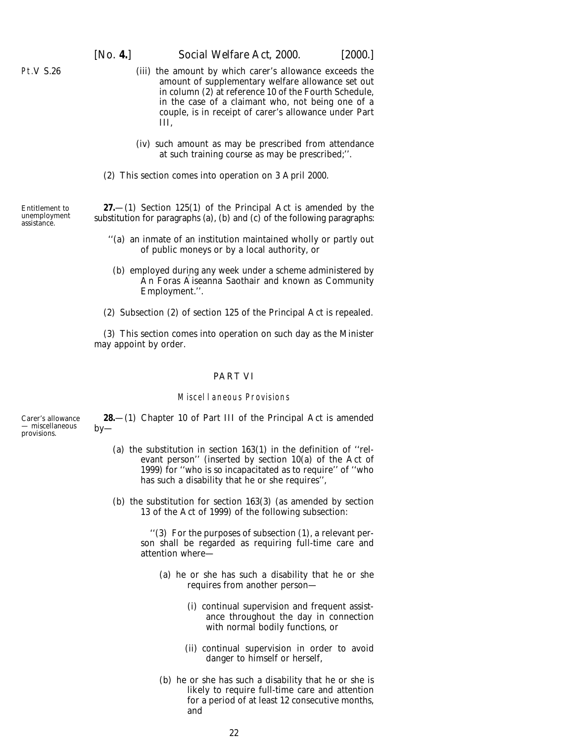(iii) the amount by which carer's allowance exceeds the amount of supplementary welfare allowance set out in column (2) at reference 10 of the Fourth Schedule, in the case of a claimant who, not being one of a couple, is in receipt of carer's allowance under Part III,

(iv) such amount as may be prescribed from attendance at such training course as may be prescribed;''.

(2) This section comes into operation on 3 April 2000.

Entitlement to unemployment assistance.

**27.**—(1) Section 125(1) of the Principal Act is amended by the substitution for paragraphs (*a*), (*b*) and (*c*) of the following paragraphs:

''(*a*) an inmate of an institution maintained wholly or partly out of public moneys or by a local authority, or

(*b*) employed during any week under a scheme administered by An Foras Áiseanna Saothair and known as Community Employment.''.

(2) Subsection (2) of section 125 of the Principal Act is repealed.

(3) This section comes into operation on such day as the Minister may appoint by order.

## PART VI

### Miscellaneous Provisions

Carer's allowance — miscellaneous provisions.

**28.**—(1) Chapter 10 of Part III of the Principal Act is amended by—

(*a*) the substitution in section 163(1) in the definition of ''relevant person'' (inserted by section 10(*a*) of the Act of 1999) for ''who is so incapacitated as to require'' of ''who has such a disability that he or she requires'',

(*b*) the substitution for section 163(3) (as amended by section 13 of the Act of 1999) of the following subsection:

''(3) For the purposes of subsection (1), a relevant person shall be regarded as requiring full-time care and attention where—

(*a*) he or she has such a disability that he or she requires from another person—

(i) continual supervision and frequent assistance throughout the day in connection with normal bodily functions, or

(ii) continual supervision in order to avoid danger to himself or herself,

(*b*) he or she has such a disability that he or she is likely to require full-time care and attention for a period of at least 12 consecutive months, and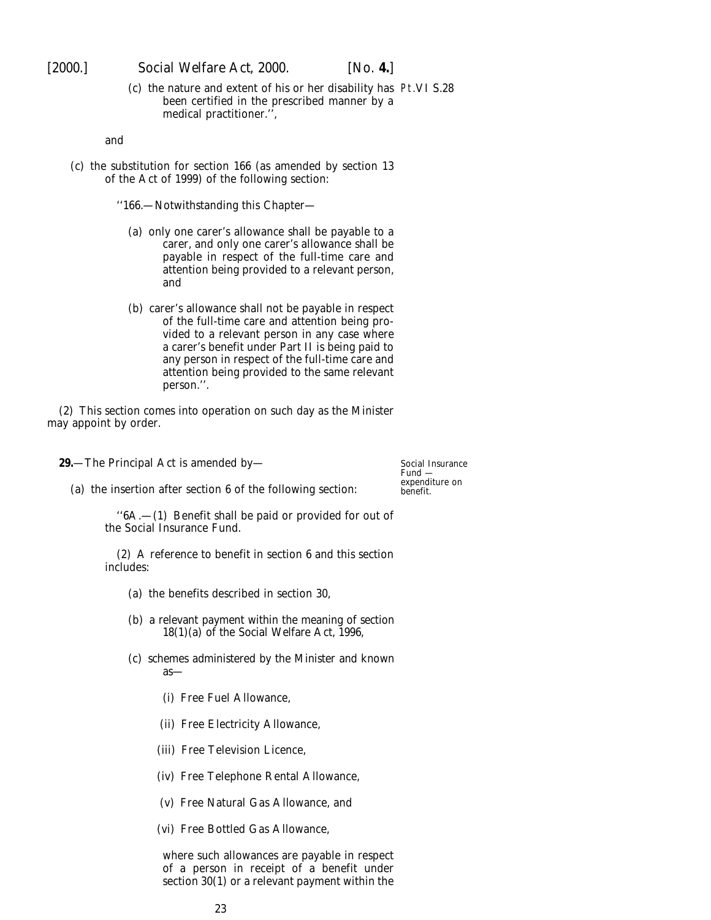(*c*) the nature and extent of his or her disability has been certified in the prescribed manner by a medical practitioner.'',

Pt.VI S.28

and

(*c*) the substitution for section 166 (as amended by section 13 of the Act of 1999) of the following section:

''166.—Notwithstanding this Chapter—

(*a*) only one carer's allowance shall be payable to a carer, and only one carer's allowance shall be payable in respect of the full-time care and attention being provided to a relevant person, and

(*b*) carer's allowance shall not be payable in respect of the full-time care and attention being provided to a relevant person in any case where a carer's benefit under Part II is being paid to any person in respect of the full-time care and attention being provided to the same relevant person.''.

(2) This section comes into operation on such day as the Minister may appoint by order.

Social Insurance Fund — expenditure on benefit.

**29.**—The Principal Act is amended by—

(*a*) the insertion after section 6 of the following section:

''6A.—(1) Benefit shall be paid or provided for out of the Social Insurance Fund.

(2) A reference to benefit in section 6 and this section includes:

(*a*) the benefits described in section 30,

(*b*) a relevant payment within the meaning of section 18(1)(*a*) of the Social Welfare Act, 1996,

(*c*) schemes administered by the Minister and known as—

(i) Free Fuel Allowance,

(ii) Free Electricity Allowance,

(iii) Free Television Licence,

(iv) Free Telephone Rental Allowance,

(v) Free Natural Gas Allowance, and

(vi) Free Bottled Gas Allowance,

where such allowances are payable in respect of a person in receipt of a benefit under section 30(1) or a relevant payment within the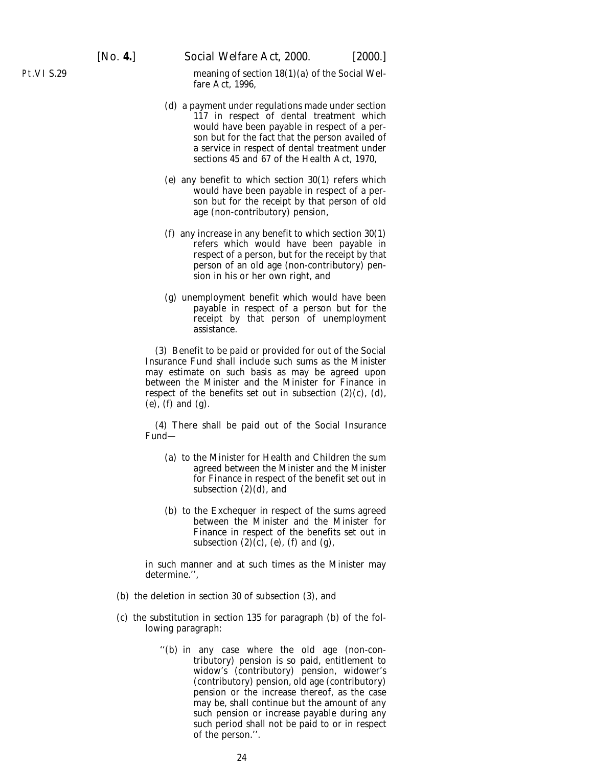meaning of section 18(1)(*a*) of the Social Welfare Act, 1996,

(*d*) a payment under regulations made under section 117 in respect of dental treatment which would have been payable in respect of a person but for the fact that the person availed of a service in respect of dental treatment under sections 45 and 67 of the Health Act, 1970,

(*e*) any benefit to which section 30(1) refers which would have been payable in respect of a person but for the receipt by that person of old age (non-contributory) pension,

(*f*) any increase in any benefit to which section 30(1) refers which would have been payable in respect of a person, but for the receipt by that person of an old age (non-contributory) pension in his or her own right, and

(*g*) unemployment benefit which would have been payable in respect of a person but for the receipt by that person of unemployment assistance.

(3) Benefit to be paid or provided for out of the Social Insurance Fund shall include such sums as the Minister may estimate on such basis as may be agreed upon between the Minister and the Minister for Finance in respect of the benefits set out in subsection (2)(*c*), (*d*), (*e*), (*f*) and (*g*).

(4) There shall be paid out of the Social Insurance Fund—

(*a*) to the Minister for Health and Children the sum agreed between the Minister and the Minister for Finance in respect of the benefit set out in subsection (2)(*d*), and

(*b*) to the Exchequer in respect of the sums agreed between the Minister and the Minister for Finance in respect of the benefits set out in subsection (2)(*c*), (*e*), (*f*) and (*g*),

in such manner and at such times as the Minister may determine.'',

(*b*) the deletion in section 30 of subsection (3), and

(*c*) the substitution in section 135 for paragraph (*b*) of the following paragraph:

''(*b*) in any case where the old age (non-contributory) pension is so paid, entitlement to widow's (contributory) pension, widower's (contributory) pension, old age (contributory) pension or the increase thereof, as the case may be, shall continue but the amount of any such pension or increase payable during any such period shall not be paid to or in respect of the person.''.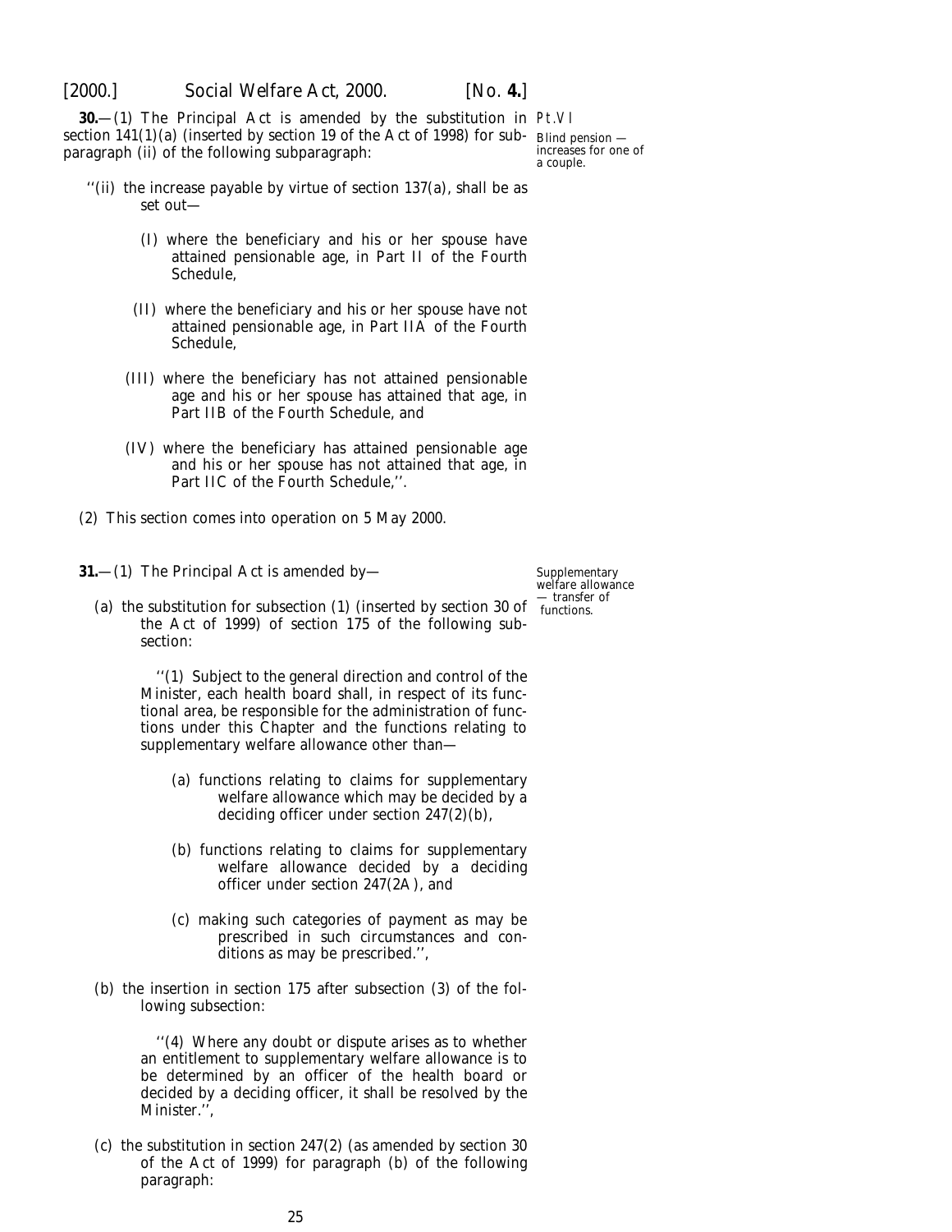**30.**—(1) The Principal Act is amended by the substitution in section 141(1)(*a*) (inserted by section 19 of the Act of 1998) for subparagraph (ii) of the following subparagraph:

Pt.VI

Blind pension — increases for one of a couple.

> ''(ii) the increase payable by virtue of section 137(*a*), shall be as set out—
>
> (I) where the beneficiary and his or her spouse have attained pensionable age, in Part II of the Fourth Schedule,
>
> (II) where the beneficiary and his or her spouse have not attained pensionable age, in Part IIA of the Fourth Schedule,
>
> (III) where the beneficiary has not attained pensionable age and his or her spouse has attained that age, in Part IIB of the Fourth Schedule, and
>
> (IV) where the beneficiary has attained pensionable age and his or her spouse has not attained that age, in Part IIC of the Fourth Schedule,''.

(2) This section comes into operation on 5 May 2000.

**31.**—(1) The Principal Act is amended by—

Supplementary welfare allowance — transfer of functions.

(*a*) the substitution for subsection (1) (inserted by section 30 of the Act of 1999) of section 175 of the following subsection:

> ''(1) Subject to the general direction and control of the Minister, each health board shall, in respect of its functional area, be responsible for the administration of functions under this Chapter and the functions relating to supplementary welfare allowance other than—
>
> (*a*) functions relating to claims for supplementary welfare allowance which may be decided by a deciding officer under section 247(2)(*b*),
>
> (*b*) functions relating to claims for supplementary welfare allowance decided by a deciding officer under section 247(2A), and
>
> (*c*) making such categories of payment as may be prescribed in such circumstances and conditions as may be prescribed.'',

(*b*) the insertion in section 175 after subsection (3) of the following subsection:

> ''(4) Where any doubt or dispute arises as to whether an entitlement to supplementary welfare allowance is to be determined by an officer of the health board or decided by a deciding officer, it shall be resolved by the Minister.'',

(*c*) the substitution in section 247(2) (as amended by section 30 of the Act of 1999) for paragraph (*b*) of the following paragraph: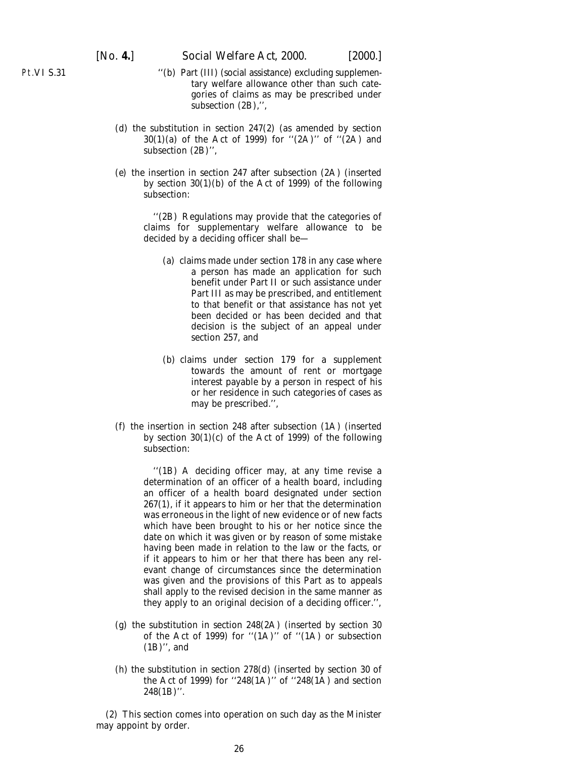''(b) Part (III) (social assistance) excluding supplementary welfare allowance other than such categories of claims as may be prescribed under subsection (2B),'',

(d) the substitution in section 247(2) (as amended by section 30(1)(a) of the Act of 1999) for ''(2A)'' of ''(2A) and subsection (2B)'',

(e) the insertion in section 247 after subsection (2A) (inserted by section 30(1)(b) of the Act of 1999) of the following subsection:

> ''(2B) Regulations may provide that the categories of claims for supplementary welfare allowance to be decided by a deciding officer shall be—
>
> (a) claims made under section 178 in any case where a person has made an application for such benefit under Part II or such assistance under Part III as may be prescribed, and entitlement to that benefit or that assistance has not yet been decided or has been decided and that decision is the subject of an appeal under section 257, and
>
> (b) claims under section 179 for a supplement towards the amount of rent or mortgage interest payable by a person in respect of his or her residence in such categories of cases as may be prescribed.'',

(f) the insertion in section 248 after subsection (1A) (inserted by section 30(1)(c) of the Act of 1999) of the following subsection:

> ''(1B) A deciding officer may, at any time revise a determination of an officer of a health board, including an officer of a health board designated under section 267(1), if it appears to him or her that the determination was erroneous in the light of new evidence or of new facts which have been brought to his or her notice since the date on which it was given or by reason of some mistake having been made in relation to the law or the facts, or if it appears to him or her that there has been any relevant change of circumstances since the determination was given and the provisions of this Part as to appeals shall apply to the revised decision in the same manner as they apply to an original decision of a deciding officer.'',

(g) the substitution in section 248(2A) (inserted by section 30 of the Act of 1999) for ''(1A)'' of ''(1A) or subsection (1B)'', and

(h) the substitution in section 278(d) (inserted by section 30 of the Act of 1999) for ''248(1A)'' of ''248(1A) and section 248(1B)''.

(2) This section comes into operation on such day as the Minister may appoint by order.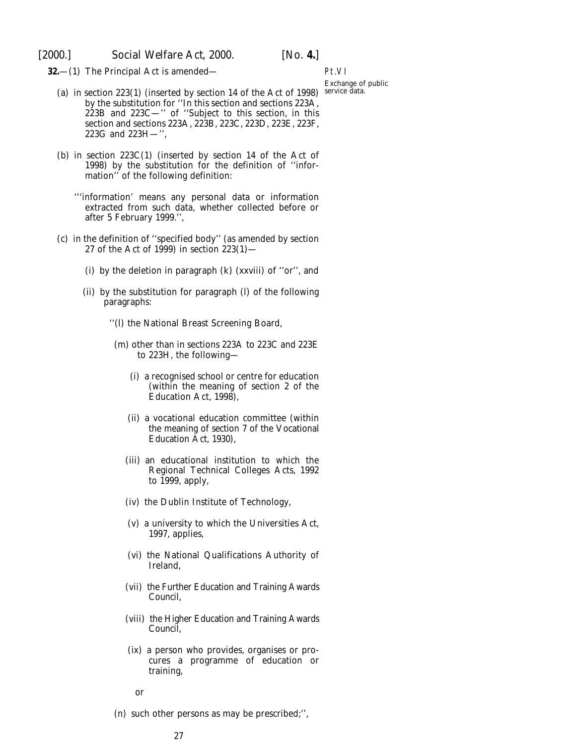**32.**—(1) The Principal Act is amended—

Pt.VI

Exchange of public service data.

(a) in section 223(1) (inserted by section 14 of the Act of 1998) by the substitution for ''In this section and sections 223A, 223B and 223C—'' of ''Subject to this section, in this section and sections 223A, 223B, 223C, 223D, 223E, 223F, 223G and 223H—'',

(b) in section 223C(1) (inserted by section 14 of the Act of 1998) by the substitution for the definition of ''information'' of the following definition:

''‘information’ means any personal data or information extracted from such data, whether collected before or after 5 February 1999.'',

(c) in the definition of ''specified body'' (as amended by section 27 of the Act of 1999) in section 223(1)—

(i) by the deletion in paragraph (k) (xxviii) of ''or'', and

(ii) by the substitution for paragraph (l) of the following paragraphs:

''(l) the National Breast Screening Board,

(m) other than in sections 223A to 223C and 223E to 223H, the following—

(i) a recognised school or centre for education (within the meaning of section 2 of the Education Act, 1998),

(ii) a vocational education committee (within the meaning of section 7 of the Vocational Education Act, 1930),

(iii) an educational institution to which the Regional Technical Colleges Acts, 1992 to 1999, apply,

(iv) the Dublin Institute of Technology,

(v) a university to which the Universities Act, 1997, applies,

(vi) the National Qualifications Authority of Ireland,

(vii) the Further Education and Training Awards Council,

(viii) the Higher Education and Training Awards Council,

(ix) a person who provides, organises or procures a programme of education or training,

or

(n) such other persons as may be prescribed;'',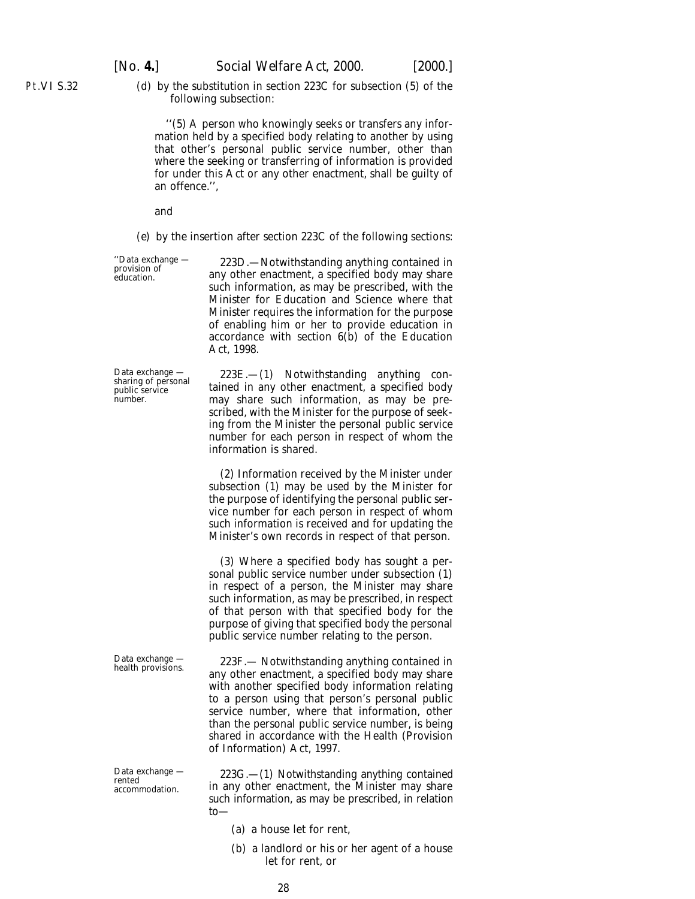Pt.VI S.32

(*d*) by the substitution in section 223C for subsection (5) of the following subsection:

> ''(5) A person who knowingly seeks or transfers any information held by a specified body relating to another by using that other's personal public service number, other than where the seeking or transferring of information is provided for under this Act or any other enactment, shall be guilty of an offence.'',

and

(*e*) by the insertion after section 223C of the following sections:

''Data exchange — provision of education.

223D.—Notwithstanding anything contained in any other enactment, a specified body may share such information, as may be prescribed, with the Minister for Education and Science where that Minister requires the information for the purpose of enabling him or her to provide education in accordance with section 6(*b*) of the Education Act, 1998.

Data exchange — sharing of personal public service number.

223E.—(1) Notwithstanding anything contained in any other enactment, a specified body may share such information, as may be prescribed, with the Minister for the purpose of seeking from the Minister the personal public service number for each person in respect of whom the information is shared.

(2) Information received by the Minister under subsection (1) may be used by the Minister for the purpose of identifying the personal public service number for each person in respect of whom such information is received and for updating the Minister's own records in respect of that person.

(3) Where a specified body has sought a personal public service number under subsection (1) in respect of a person, the Minister may share such information, as may be prescribed, in respect of that person with that specified body for the purpose of giving that specified body the personal public service number relating to the person.

Data exchange — health provisions.

223F.— Notwithstanding anything contained in any other enactment, a specified body may share with another specified body information relating to a person using that person's personal public service number, where that information, other than the personal public service number, is being shared in accordance with the Health (Provision of Information) Act, 1997.

Data exchange — rented accommodation.

223G.—(1) Notwithstanding anything contained in any other enactment, the Minister may share such information, as may be prescribed, in relation to—

(*a*) a house let for rent,

(*b*) a landlord or his or her agent of a house let for rent, or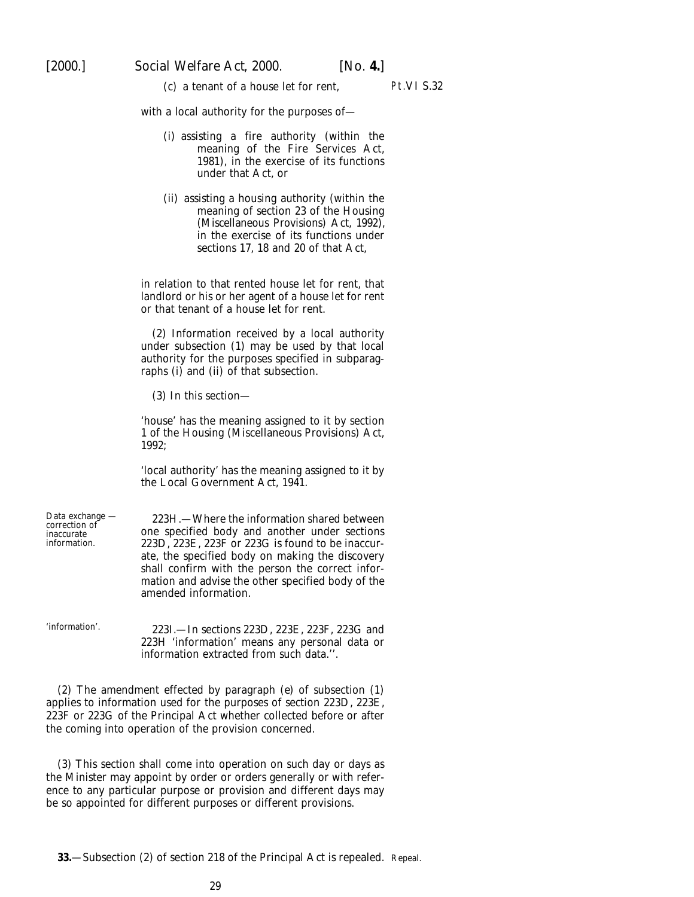(c) a tenant of a house let for rent,

Pt.VI S.32

with a local authority for the purposes of—

(i) assisting a fire authority (within the meaning of the Fire Services Act, 1981), in the exercise of its functions under that Act, or

(ii) assisting a housing authority (within the meaning of section 23 of the Housing (Miscellaneous Provisions) Act, 1992), in the exercise of its functions under sections 17, 18 and 20 of that Act,

in relation to that rented house let for rent, that landlord or his or her agent of a house let for rent or that tenant of a house let for rent.

(2) Information received by a local authority under subsection (1) may be used by that local authority for the purposes specified in subparagraphs (i) and (ii) of that subsection.

(3) In this section—

'house' has the meaning assigned to it by section 1 of the Housing (Miscellaneous Provisions) Act, 1992;

'local authority' has the meaning assigned to it by the Local Government Act, 1941.

Data exchange — correction of inaccurate information.

223H.—Where the information shared between one specified body and another under sections 223D, 223E, 223F or 223G is found to be inaccurate, the specified body on making the discovery shall confirm with the person the correct information and advise the other specified body of the amended information.

'information'.

223I.—In sections 223D, 223E, 223F, 223G and 223H 'information' means any personal data or information extracted from such data.''.

(2) The amendment effected by paragraph (e) of subsection (1) applies to information used for the purposes of section 223D, 223E, 223F or 223G of the Principal Act whether collected before or after the coming into operation of the provision concerned.

(3) This section shall come into operation on such day or days as the Minister may appoint by order or orders generally or with reference to any particular purpose or provision and different days may be so appointed for different purposes or different provisions.

**33.**—Subsection (2) of section 218 of the Principal Act is repealed. Repeal.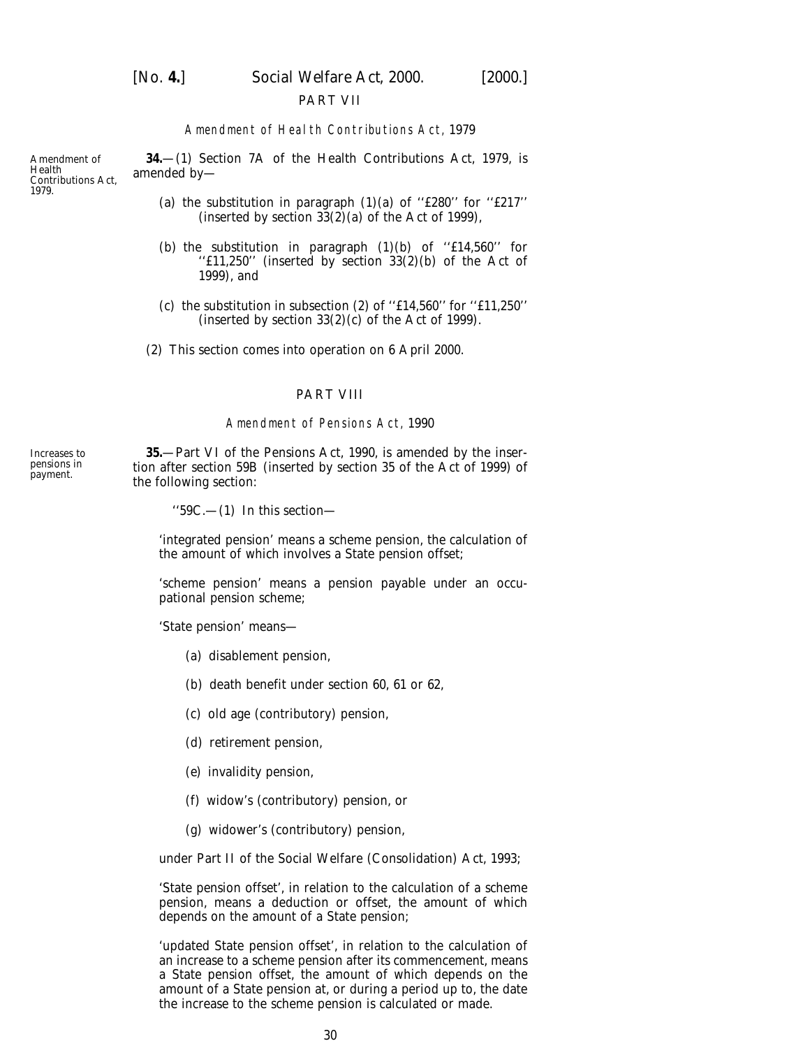## PART VII

### *Amendment of Health Contributions Act, 1979*

Amendment of Health Contributions Act, 1979.

**34.**—(1) Section 7A of the Health Contributions Act, 1979, is amended by—

(a) the substitution in paragraph (1)(a) of ''£280'' for ''£217'' (inserted by section 33(2)(a) of the Act of 1999),

(b) the substitution in paragraph (1)(b) of ''£14,560'' for ''£11,250'' (inserted by section 33(2)(b) of the Act of 1999), and

(c) the substitution in subsection (2) of ''£14,560'' for ''£11,250'' (inserted by section 33(2)(c) of the Act of 1999).

(2) This section comes into operation on 6 April 2000.

## PART VIII

### *Amendment of Pensions Act, 1990*

Increases to pensions in payment.

**35.**—Part VI of the Pensions Act, 1990, is amended by the insertion after section 59B (inserted by section 35 of the Act of 1999) of the following section:

''59C.—(1) In this section—

'integrated pension' means a scheme pension, the calculation of the amount of which involves a State pension offset;

'scheme pension' means a pension payable under an occupational pension scheme;

'State pension' means—

(a) disablement pension,

(b) death benefit under section 60, 61 or 62,

(c) old age (contributory) pension,

(d) retirement pension,

(e) invalidity pension,

(f) widow's (contributory) pension, or

(g) widower's (contributory) pension,

under Part II of the Social Welfare (Consolidation) Act, 1993;

'State pension offset', in relation to the calculation of a scheme pension, means a deduction or offset, the amount of which depends on the amount of a State pension;

'updated State pension offset', in relation to the calculation of an increase to a scheme pension after its commencement, means a State pension offset, the amount of which depends on the amount of a State pension at, or during a period up to, the date the increase to the scheme pension is calculated or made.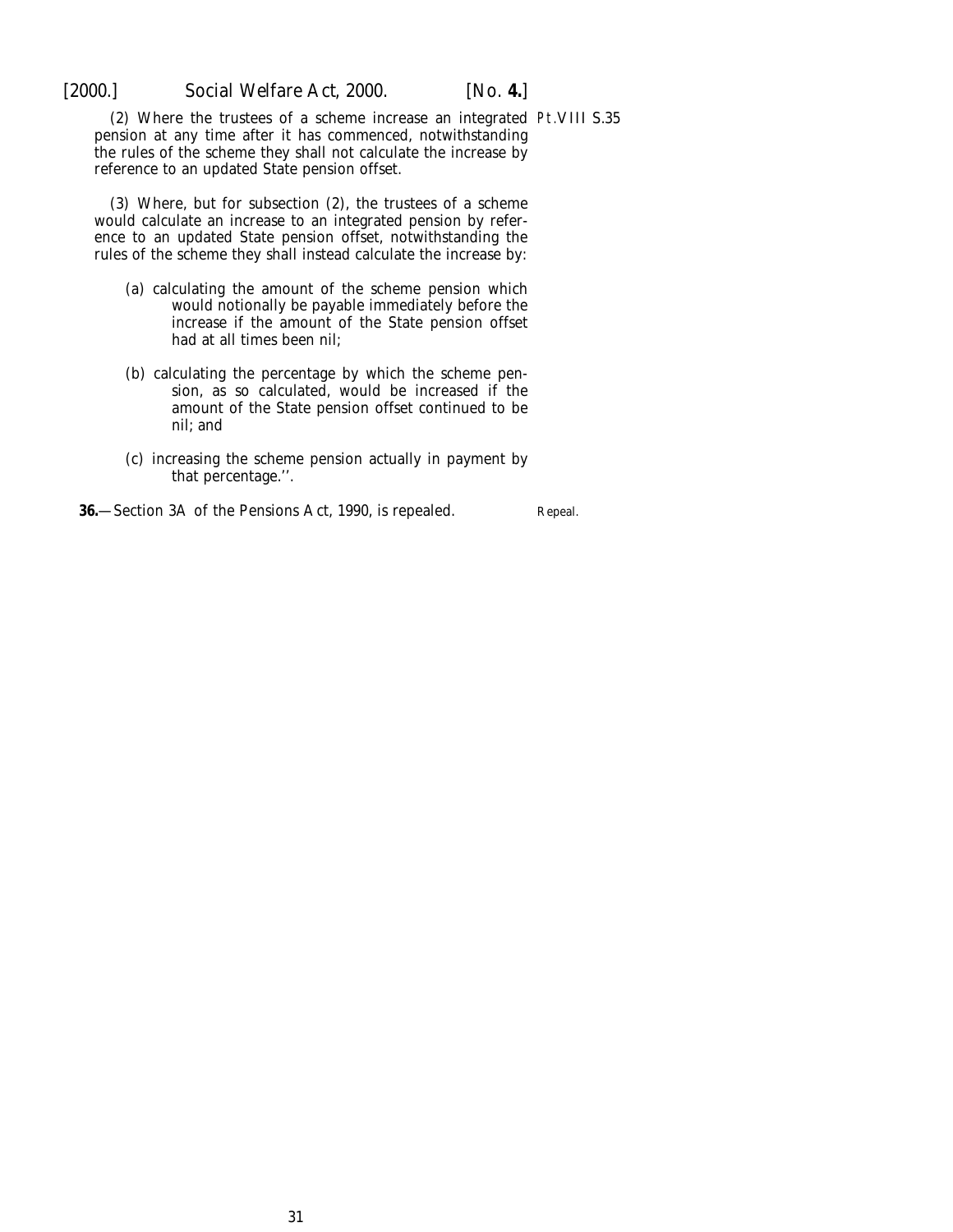(2) Where the trustees of a scheme increase an integrated pension at any time after it has commenced, notwithstanding the rules of the scheme they shall not calculate the increase by reference to an updated State pension offset.

(3) Where, but for subsection (2), the trustees of a scheme would calculate an increase to an integrated pension by reference to an updated State pension offset, notwithstanding the rules of the scheme they shall instead calculate the increase by:

(a) calculating the amount of the scheme pension which would notionally be payable immediately before the increase if the amount of the State pension offset had at all times been nil;

(b) calculating the percentage by which the scheme pension, as so calculated, would be increased if the amount of the State pension offset continued to be nil; and

(c) increasing the scheme pension actually in payment by that percentage.''.

Repeal.

**36.**—Section 3A of the Pensions Act, 1990, is repealed.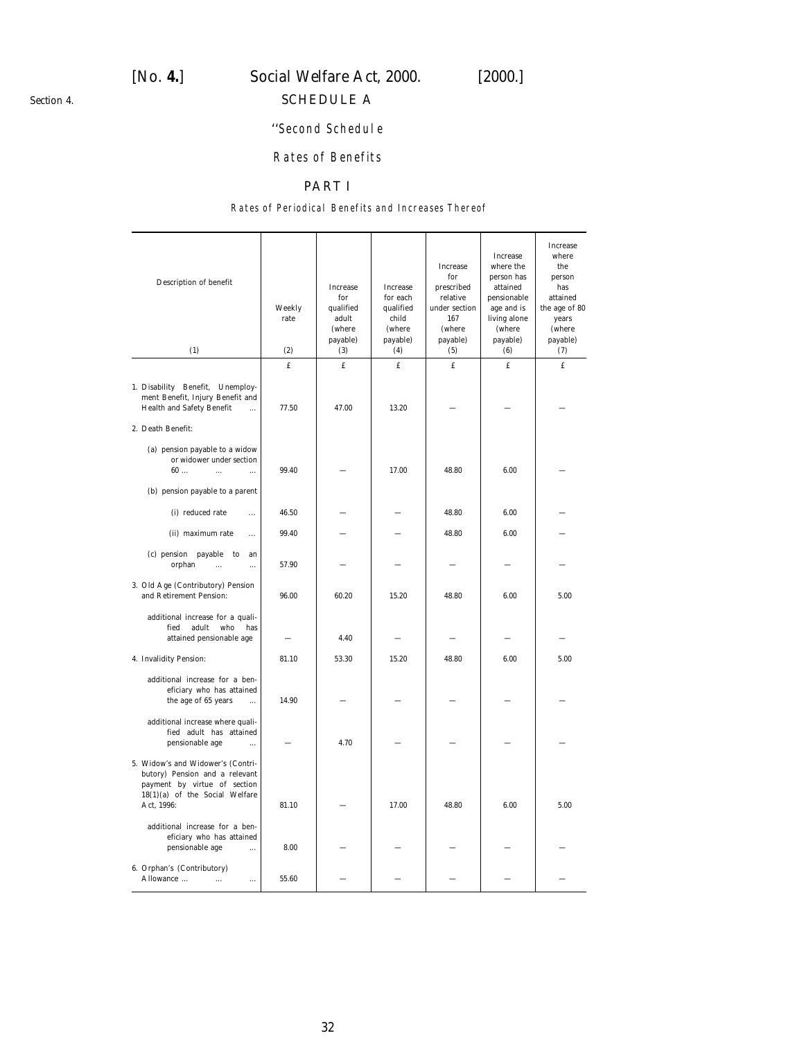Section 4.

## SCHEDULE A

### "Second Schedule

### Rates of Benefits

### PART I

#### Rates of Periodical Benefits and Increases Thereof

| Description of benefit | Weekly rate | Increase for qualified adult (where payable) | Increase for each qualified child (where payable) | Increase for prescribed relative under section 167 (where payable) | Increase where the person has attained pensionable age and is living alone (where payable) | Increase where the person has attained the age of 80 years (where payable) |
|---|---|---|---|---|---|---|
| (1) | (2) | (3) | (4) | (5) | (6) | (7) |
| | £ | £ | £ | £ | £ | £ |
| 1. Disability Benefit, Unemployment Benefit, Injury Benefit and Health and Safety Benefit ... | 77.50 | 47.00 | 13.20 | — | — | — |
| 2. Death Benefit: | | | | | | |
| (a) pension payable to a widow or widower under section 60 ... ... ... | 99.40 | — | 17.00 | 48.80 | 6.00 | — |
| (b) pension payable to a parent | | | | | | |
| (i) reduced rate ... | 46.50 | — | — | 48.80 | 6.00 | — |
| (ii) maximum rate ... | 99.40 | — | — | 48.80 | 6.00 | — |
| (c) pension payable to an orphan ... ... | 57.90 | — | — | — | — | — |
| 3. Old Age (Contributory) Pension and Retirement Pension: | 96.00 | 60.20 | 15.20 | 48.80 | 6.00 | 5.00 |
| additional increase for a qualified adult who has attained pensionable age | — | 4.40 | — | — | — | — |
| 4. Invalidity Pension: | 81.10 | 53.30 | 15.20 | 48.80 | 6.00 | 5.00 |
| additional increase for a beneficiary who has attained the age of 65 years ... | 14.90 | — | — | — | — | — |
| additional increase where qualified adult has attained pensionable age ... | — | 4.70 | — | — | — | — |
| 5. Widow's and Widower's (Contributory) Pension and a relevant payment by virtue of section 18(1)(a) of the Social Welfare Act, 1996: | 81.10 | — | 17.00 | 48.80 | 6.00 | 5.00 |
| additional increase for a beneficiary who has attained pensionable age ... | 8.00 | — | — | — | — | — |
| 6. Orphan's (Contributory) Allowance ... ... ... | 55.60 | — | — | — | — | — |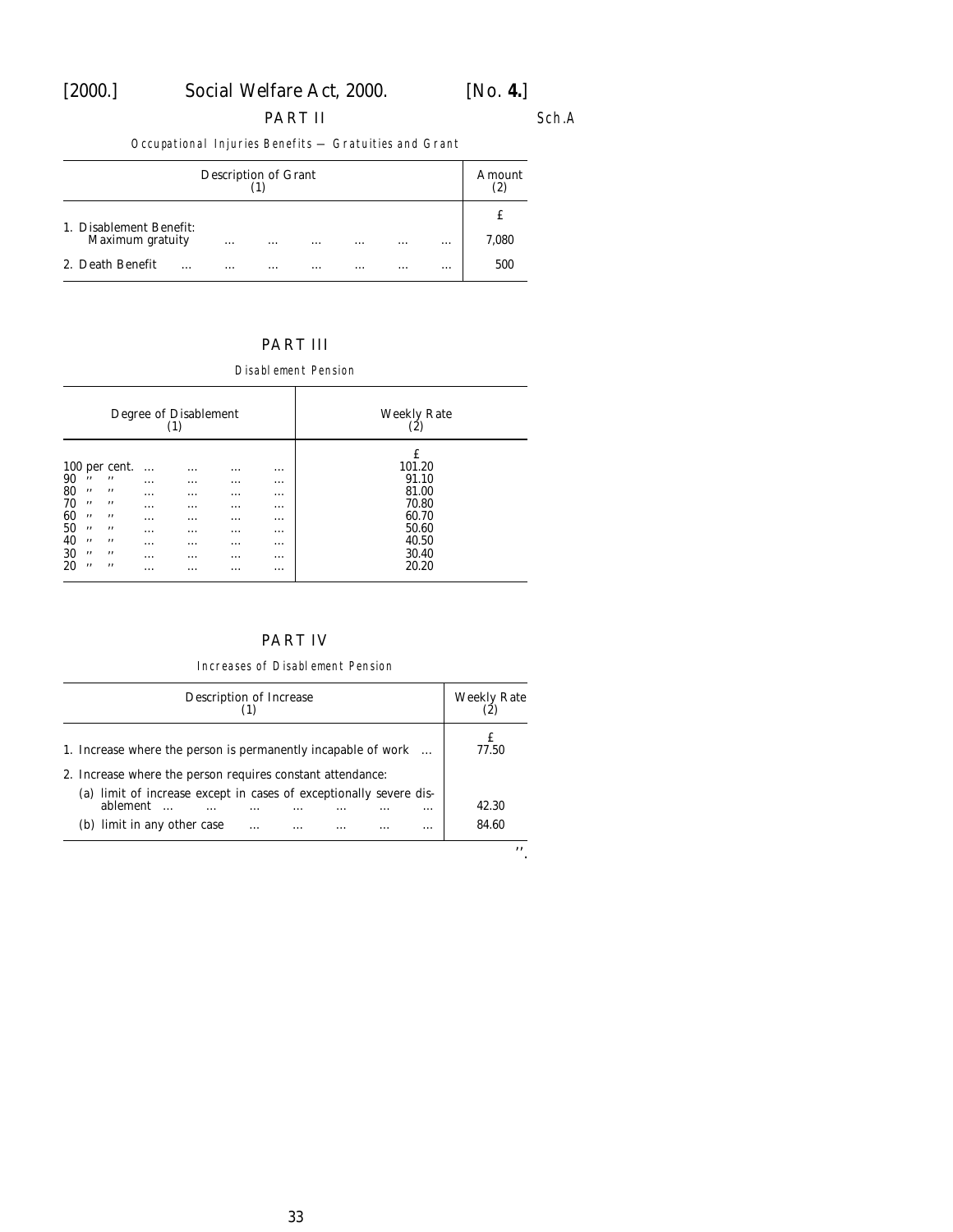## PART II

Occupational Injuries Benefits — Gratuities and Grant

| Description of Grant (1) | Amount (2) |
|---|---|
| | £ |
| 1. Disablement Benefit: Maximum gratuity ... ... ... ... ... ... | 7,080 |
| 2. Death Benefit ... ... ... ... ... ... ... | 500 |

## PART III

Disablement Pension

| Degree of Disablement (1) | Weekly Rate (2) |
|---|---|
| | £ |
| 100 per cent. ... ... ... ... | 101.20 |
| 90 " " ... ... ... ... | 91.10 |
| 80 " " ... ... ... ... | 81.00 |
| 70 " " ... ... ... ... | 70.80 |
| 60 " " ... ... ... ... | 60.70 |
| 50 " " ... ... ... ... | 50.60 |
| 40 " " ... ... ... ... | 40.50 |
| 30 " " ... ... ... ... | 30.40 |
| 20 " " ... ... ... ... | 20.20 |

## PART IV

Increases of Disablement Pension

| Description of Increase (1) | Weekly Rate (2) |
|---|---|
| | £ |
| 1. Increase where the person is permanently incapable of work ... | 77.50 |
| 2. Increase where the person requires constant attendance: | |
| (a) limit of increase except in cases of exceptionally severe disablement ... ... ... ... ... ... ... | 42.30 |
| (b) limit in any other case ... ... ... ... ... | 84.60 |

".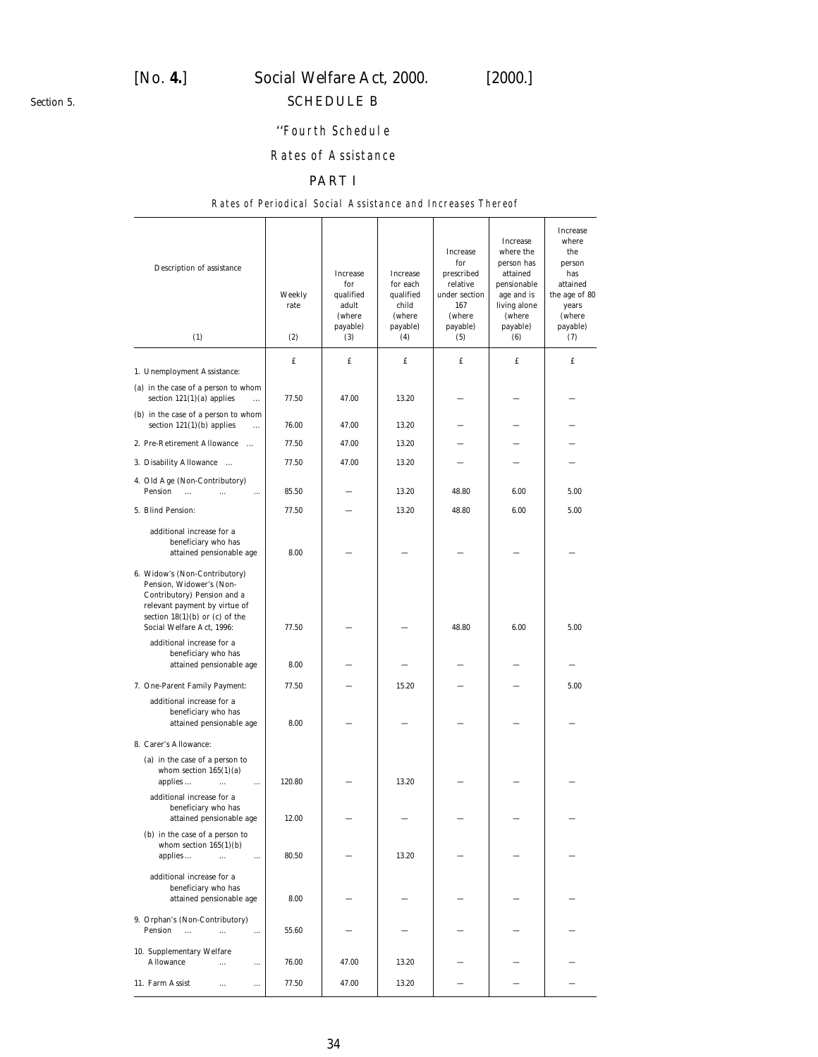Section 5.

## SCHEDULE B

### "Fourth Schedule

### Rates of Assistance

### PART I

Rates of Periodical Social Assistance and Increases Thereof

| Description of assistance | Weekly rate | Increase for qualified adult (where payable) | Increase for each qualified child (where payable) | Increase for prescribed relative under section 167 (where payable) | Increase where the person has attained pensionable age and is living alone (where payable) | Increase where the person has attained the age of 80 years (where payable) |
|---|---|---|---|---|---|---|
| (1) | (2) | (3) | (4) | (5) | (6) | (7) |
| | £ | £ | £ | £ | £ | £ |
| 1. Unemployment Assistance: | | | | | | |
| (a) in the case of a person to whom section 121(1)(a) applies ... | 77.50 | 47.00 | 13.20 | — | — | — |
| (b) in the case of a person to whom section 121(1)(b) applies ... | 76.00 | 47.00 | 13.20 | — | — | — |
| 2. Pre-Retirement Allowance ... | 77.50 | 47.00 | 13.20 | — | — | — |
| 3. Disability Allowance ... | 77.50 | 47.00 | 13.20 | — | — | — |
| 4. Old Age (Non-Contributory) Pension ... ... ... | 85.50 | — | 13.20 | 48.80 | 6.00 | 5.00 |
| 5. Blind Pension: | 77.50 | — | 13.20 | 48.80 | 6.00 | 5.00 |
| additional increase for a beneficiary who has attained pensionable age | 8.00 | — | — | — | — | — |
| 6. Widow's (Non-Contributory) Pension, Widower's (Non-Contributory) Pension and a relevant payment by virtue of section 18(1)(b) or (c) of the Social Welfare Act, 1996: | 77.50 | — | — | 48.80 | 6.00 | 5.00 |
| additional increase for a beneficiary who has attained pensionable age | 8.00 | — | — | — | — | — |
| 7. One-Parent Family Payment: | 77.50 | — | 15.20 | — | — | 5.00 |
| additional increase for a beneficiary who has attained pensionable age | 8.00 | — | — | — | — | — |
| 8. Carer's Allowance: | | | | | | |
| (a) in the case of a person to whom section 165(1)(a) applies ... ... ... | 120.80 | — | 13.20 | — | — | — |
| additional increase for a beneficiary who has attained pensionable age | 12.00 | — | — | — | — | — |
| (b) in the case of a person to whom section 165(1)(b) applies ... ... ... | 80.50 | — | 13.20 | — | — | — |
| additional increase for a beneficiary who has attained pensionable age | 8.00 | — | — | — | — | — |
| 9. Orphan's (Non-Contributory) Pension ... ... ... | 55.60 | — | — | — | — | — |
| 10. Supplementary Welfare Allowance ... ... | 76.00 | 47.00 | 13.20 | — | — | — |
| 11. Farm Assist ... ... | 77.50 | 47.00 | 13.20 | — | — | — |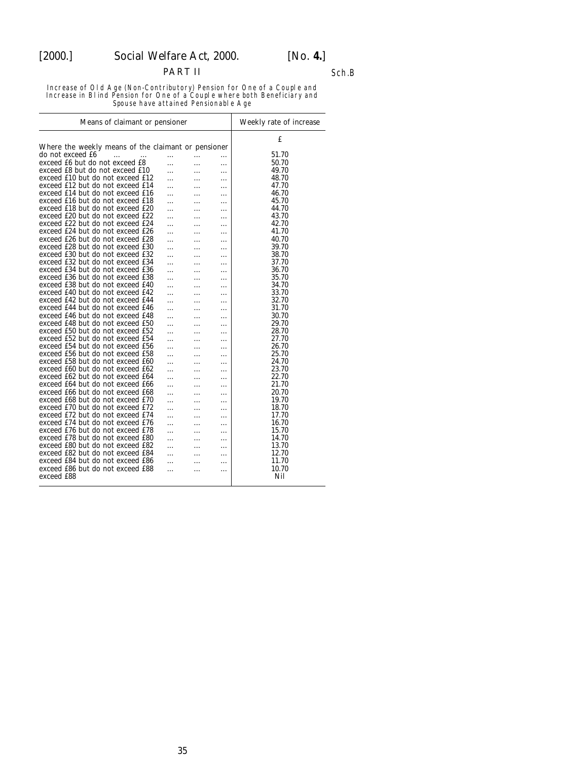PART II

Sch.B

Increase of Old Age (Non-Contributory) Pension for One of a Couple and Increase in Blind Pension for One of a Couple where both Beneficiary and Spouse have attained Pensionable Age

| Means of claimant or pensioner | Weekly rate of increase |
|---|---|
| | £ |
| Where the weekly means of the claimant or pensioner | |
| do not exceed £6 ... ... ... ... ... | 51.70 |
| exceed £6 but do not exceed £8 ... ... ... | 50.70 |
| exceed £8 but do not exceed £10 ... ... ... | 49.70 |
| exceed £10 but do not exceed £12 ... ... ... | 48.70 |
| exceed £12 but do not exceed £14 ... ... ... | 47.70 |
| exceed £14 but do not exceed £16 ... ... ... | 46.70 |
| exceed £16 but do not exceed £18 ... ... ... | 45.70 |
| exceed £18 but do not exceed £20 ... ... ... | 44.70 |
| exceed £20 but do not exceed £22 ... ... ... | 43.70 |
| exceed £22 but do not exceed £24 ... ... ... | 42.70 |
| exceed £24 but do not exceed £26 ... ... ... | 41.70 |
| exceed £26 but do not exceed £28 ... ... ... | 40.70 |
| exceed £28 but do not exceed £30 ... ... ... | 39.70 |
| exceed £30 but do not exceed £32 ... ... ... | 38.70 |
| exceed £32 but do not exceed £34 ... ... ... | 37.70 |
| exceed £34 but do not exceed £36 ... ... ... | 36.70 |
| exceed £36 but do not exceed £38 ... ... ... | 35.70 |
| exceed £38 but do not exceed £40 ... ... ... | 34.70 |
| exceed £40 but do not exceed £42 ... ... ... | 33.70 |
| exceed £42 but do not exceed £44 ... ... ... | 32.70 |
| exceed £44 but do not exceed £46 ... ... ... | 31.70 |
| exceed £46 but do not exceed £48 ... ... ... | 30.70 |
| exceed £48 but do not exceed £50 ... ... ... | 29.70 |
| exceed £50 but do not exceed £52 ... ... ... | 28.70 |
| exceed £52 but do not exceed £54 ... ... ... | 27.70 |
| exceed £54 but do not exceed £56 ... ... ... | 26.70 |
| exceed £56 but do not exceed £58 ... ... ... | 25.70 |
| exceed £58 but do not exceed £60 ... ... ... | 24.70 |
| exceed £60 but do not exceed £62 ... ... ... | 23.70 |
| exceed £62 but do not exceed £64 ... ... ... | 22.70 |
| exceed £64 but do not exceed £66 ... ... ... | 21.70 |
| exceed £66 but do not exceed £68 ... ... ... | 20.70 |
| exceed £68 but do not exceed £70 ... ... ... | 19.70 |
| exceed £70 but do not exceed £72 ... ... ... | 18.70 |
| exceed £72 but do not exceed £74 ... ... ... | 17.70 |
| exceed £74 but do not exceed £76 ... ... ... | 16.70 |
| exceed £76 but do not exceed £78 ... ... ... | 15.70 |
| exceed £78 but do not exceed £80 ... ... ... | 14.70 |
| exceed £80 but do not exceed £82 ... ... ... | 13.70 |
| exceed £82 but do not exceed £84 ... ... ... | 12.70 |
| exceed £84 but do not exceed £86 ... ... ... | 11.70 |
| exceed £86 but do not exceed £88 ... ... ... | 10.70 |
| exceed £88 | Nil |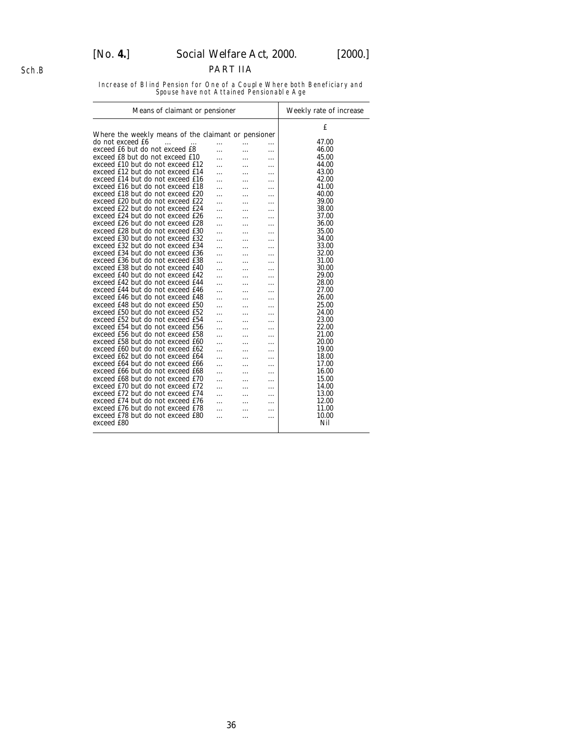Sch.B

## PART IIA

*Increase of Blind Pension for One of a Couple Where both Beneficiary and Spouse have not Attained Pensionable Age*

| Means of claimant or pensioner | Weekly rate of increase |
|---|---|
| | £ |
| Where the weekly means of the claimant or pensioner do not exceed £6 ... ... ... ... ... | 47.00 |
| exceed £6 but do not exceed £8 ... ... ... | 46.00 |
| exceed £8 but do not exceed £10 ... ... ... | 45.00 |
| exceed £10 but do not exceed £12 ... ... ... | 44.00 |
| exceed £12 but do not exceed £14 ... ... ... | 43.00 |
| exceed £14 but do not exceed £16 ... ... ... | 42.00 |
| exceed £16 but do not exceed £18 ... ... ... | 41.00 |
| exceed £18 but do not exceed £20 ... ... ... | 40.00 |
| exceed £20 but do not exceed £22 ... ... ... | 39.00 |
| exceed £22 but do not exceed £24 ... ... ... | 38.00 |
| exceed £24 but do not exceed £26 ... ... ... | 37.00 |
| exceed £26 but do not exceed £28 ... ... ... | 36.00 |
| exceed £28 but do not exceed £30 ... ... ... | 35.00 |
| exceed £30 but do not exceed £32 ... ... ... | 34.00 |
| exceed £32 but do not exceed £34 ... ... ... | 33.00 |
| exceed £34 but do not exceed £36 ... ... ... | 32.00 |
| exceed £36 but do not exceed £38 ... ... ... | 31.00 |
| exceed £38 but do not exceed £40 ... ... ... | 30.00 |
| exceed £40 but do not exceed £42 ... ... ... | 29.00 |
| exceed £42 but do not exceed £44 ... ... ... | 28.00 |
| exceed £44 but do not exceed £46 ... ... ... | 27.00 |
| exceed £46 but do not exceed £48 ... ... ... | 26.00 |
| exceed £48 but do not exceed £50 ... ... ... | 25.00 |
| exceed £50 but do not exceed £52 ... ... ... | 24.00 |
| exceed £52 but do not exceed £54 ... ... ... | 23.00 |
| exceed £54 but do not exceed £56 ... ... ... | 22.00 |
| exceed £56 but do not exceed £58 ... ... ... | 21.00 |
| exceed £58 but do not exceed £60 ... ... ... | 20.00 |
| exceed £60 but do not exceed £62 ... ... ... | 19.00 |
| exceed £62 but do not exceed £64 ... ... ... | 18.00 |
| exceed £64 but do not exceed £66 ... ... ... | 17.00 |
| exceed £66 but do not exceed £68 ... ... ... | 16.00 |
| exceed £68 but do not exceed £70 ... ... ... | 15.00 |
| exceed £70 but do not exceed £72 ... ... ... | 14.00 |
| exceed £72 but do not exceed £74 ... ... ... | 13.00 |
| exceed £74 but do not exceed £76 ... ... ... | 12.00 |
| exceed £76 but do not exceed £78 ... ... ... | 11.00 |
| exceed £78 but do not exceed £80 ... ... ... | 10.00 |
| exceed £80 | Nil |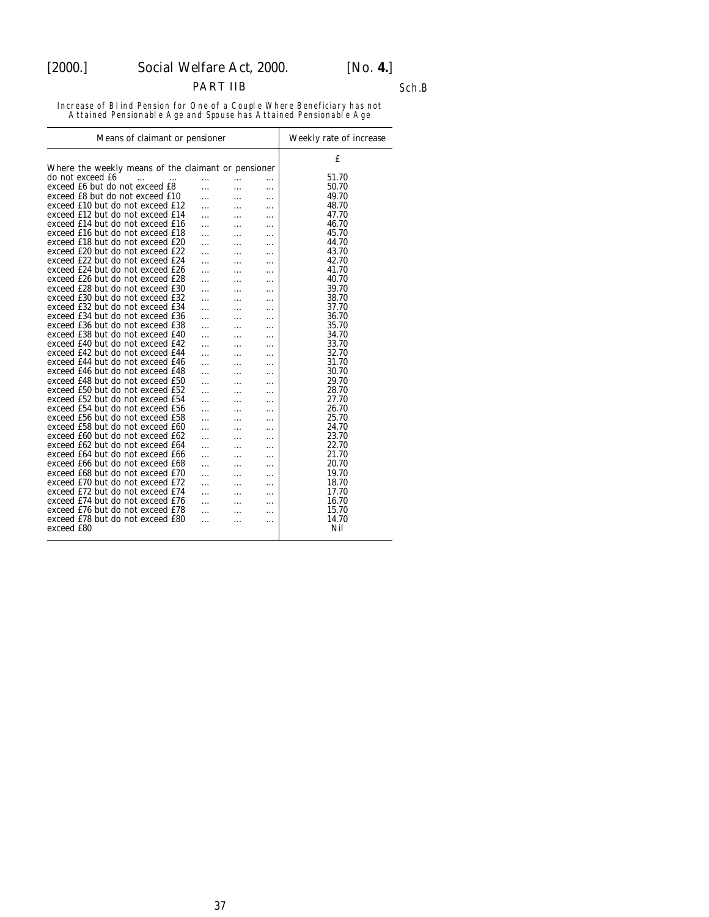PART IIB

Sch.B

Increase of Blind Pension for One of a Couple Where Beneficiary has not Attained Pensionable Age and Spouse has Attained Pensionable Age

| Means of claimant or pensioner | Weekly rate of increase |
|---|---|
| | £ |
| Where the weekly means of the claimant or pensioner do not exceed £6 | 51.70 |
| exceed £6 but do not exceed £8 | 50.70 |
| exceed £8 but do not exceed £10 | 49.70 |
| exceed £10 but do not exceed £12 | 48.70 |
| exceed £12 but do not exceed £14 | 47.70 |
| exceed £14 but do not exceed £16 | 46.70 |
| exceed £16 but do not exceed £18 | 45.70 |
| exceed £18 but do not exceed £20 | 44.70 |
| exceed £20 but do not exceed £22 | 43.70 |
| exceed £22 but do not exceed £24 | 42.70 |
| exceed £24 but do not exceed £26 | 41.70 |
| exceed £26 but do not exceed £28 | 40.70 |
| exceed £28 but do not exceed £30 | 39.70 |
| exceed £30 but do not exceed £32 | 38.70 |
| exceed £32 but do not exceed £34 | 37.70 |
| exceed £34 but do not exceed £36 | 36.70 |
| exceed £36 but do not exceed £38 | 35.70 |
| exceed £38 but do not exceed £40 | 34.70 |
| exceed £40 but do not exceed £42 | 33.70 |
| exceed £42 but do not exceed £44 | 32.70 |
| exceed £44 but do not exceed £46 | 31.70 |
| exceed £46 but do not exceed £48 | 30.70 |
| exceed £48 but do not exceed £50 | 29.70 |
| exceed £50 but do not exceed £52 | 28.70 |
| exceed £52 but do not exceed £54 | 27.70 |
| exceed £54 but do not exceed £56 | 26.70 |
| exceed £56 but do not exceed £58 | 25.70 |
| exceed £58 but do not exceed £60 | 24.70 |
| exceed £60 but do not exceed £62 | 23.70 |
| exceed £62 but do not exceed £64 | 22.70 |
| exceed £64 but do not exceed £66 | 21.70 |
| exceed £66 but do not exceed £68 | 20.70 |
| exceed £68 but do not exceed £70 | 19.70 |
| exceed £70 but do not exceed £72 | 18.70 |
| exceed £72 but do not exceed £74 | 17.70 |
| exceed £74 but do not exceed £76 | 16.70 |
| exceed £76 but do not exceed £78 | 15.70 |
| exceed £78 but do not exceed £80 | 14.70 |
| exceed £80 | Nil |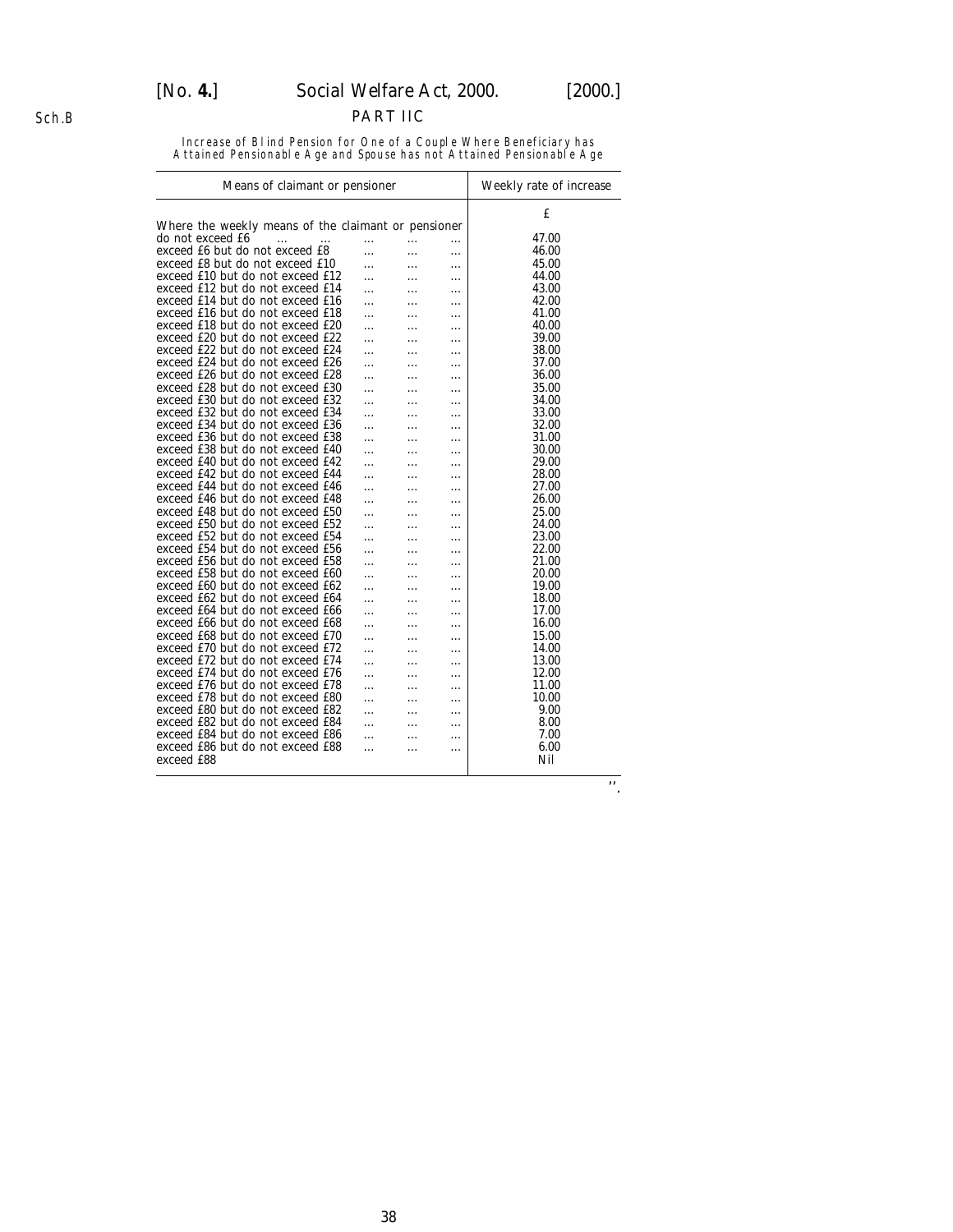Sch.B

## PART IIC

Increase of Blind Pension for One of a Couple Where Beneficiary has Attained Pensionable Age and Spouse has not Attained Pensionable Age

| Means of claimant or pensioner | Weekly rate of increase |
|---|---|
| | £ |
| Where the weekly means of the claimant or pensioner | |
| do not exceed £6 ... ... ... ... ... | 47.00 |
| exceed £6 but do not exceed £8 ... ... ... | 46.00 |
| exceed £8 but do not exceed £10 ... ... ... | 45.00 |
| exceed £10 but do not exceed £12 ... ... ... | 44.00 |
| exceed £12 but do not exceed £14 ... ... ... | 43.00 |
| exceed £14 but do not exceed £16 ... ... ... | 42.00 |
| exceed £16 but do not exceed £18 ... ... ... | 41.00 |
| exceed £18 but do not exceed £20 ... ... ... | 40.00 |
| exceed £20 but do not exceed £22 ... ... ... | 39.00 |
| exceed £22 but do not exceed £24 ... ... ... | 38.00 |
| exceed £24 but do not exceed £26 ... ... ... | 37.00 |
| exceed £26 but do not exceed £28 ... ... ... | 36.00 |
| exceed £28 but do not exceed £30 ... ... ... | 35.00 |
| exceed £30 but do not exceed £32 ... ... ... | 34.00 |
| exceed £32 but do not exceed £34 ... ... ... | 33.00 |
| exceed £34 but do not exceed £36 ... ... ... | 32.00 |
| exceed £36 but do not exceed £38 ... ... ... | 31.00 |
| exceed £38 but do not exceed £40 ... ... ... | 30.00 |
| exceed £40 but do not exceed £42 ... ... ... | 29.00 |
| exceed £42 but do not exceed £44 ... ... ... | 28.00 |
| exceed £44 but do not exceed £46 ... ... ... | 27.00 |
| exceed £46 but do not exceed £48 ... ... ... | 26.00 |
| exceed £48 but do not exceed £50 ... ... ... | 25.00 |
| exceed £50 but do not exceed £52 ... ... ... | 24.00 |
| exceed £52 but do not exceed £54 ... ... ... | 23.00 |
| exceed £54 but do not exceed £56 ... ... ... | 22.00 |
| exceed £56 but do not exceed £58 ... ... ... | 21.00 |
| exceed £58 but do not exceed £60 ... ... ... | 20.00 |
| exceed £60 but do not exceed £62 ... ... ... | 19.00 |
| exceed £62 but do not exceed £64 ... ... ... | 18.00 |
| exceed £64 but do not exceed £66 ... ... ... | 17.00 |
| exceed £66 but do not exceed £68 ... ... ... | 16.00 |
| exceed £68 but do not exceed £70 ... ... ... | 15.00 |
| exceed £70 but do not exceed £72 ... ... ... | 14.00 |
| exceed £72 but do not exceed £74 ... ... ... | 13.00 |
| exceed £74 but do not exceed £76 ... ... ... | 12.00 |
| exceed £76 but do not exceed £78 ... ... ... | 11.00 |
| exceed £78 but do not exceed £80 ... ... ... | 10.00 |
| exceed £80 but do not exceed £82 ... ... ... | 9.00 |
| exceed £82 but do not exceed £84 ... ... ... | 8.00 |
| exceed £84 but do not exceed £86 ... ... ... | 7.00 |
| exceed £86 but do not exceed £88 ... ... ... | 6.00 |
| exceed £88 | Nil |

".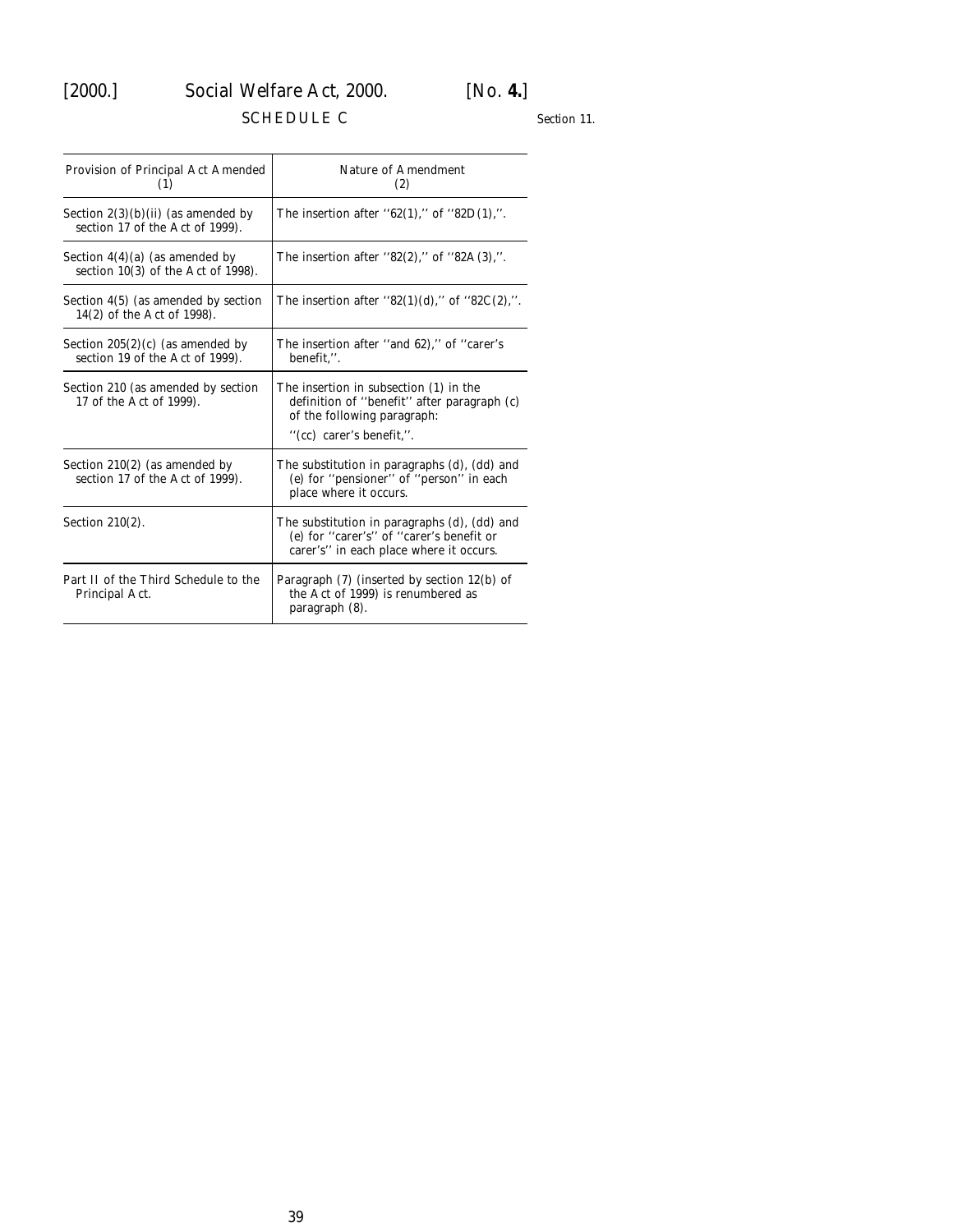## SCHEDULE C

Section 11.

| Provision of Principal Act Amended (1) | Nature of Amendment (2) |
|---|---|
| Section 2(3)(b)(ii) (as amended by section 17 of the Act of 1999). | The insertion after ''62(1),'' of ''82D(1),''. |
| Section 4(4)(a) (as amended by section 10(3) of the Act of 1998). | The insertion after ''82(2),'' of ''82A(3),''. |
| Section 4(5) (as amended by section 14(2) of the Act of 1998). | The insertion after ''82(1)(d),'' of ''82C(2),''. |
| Section 205(2)(c) (as amended by section 19 of the Act of 1999). | The insertion after ''and 62),'' of ''carer's benefit,''. |
| Section 210 (as amended by section 17 of the Act of 1999). | The insertion in subsection (1) in the definition of ''benefit'' after paragraph (c) of the following paragraph: ''(cc) carer's benefit,''. |
| Section 210(2) (as amended by section 17 of the Act of 1999). | The substitution in paragraphs (d), (dd) and (e) for ''pensioner'' of ''person'' in each place where it occurs. |
| Section 210(2). | The substitution in paragraphs (d), (dd) and (e) for ''carer's'' of ''carer's benefit or carer's'' in each place where it occurs. |
| Part II of the Third Schedule to the Principal Act. | Paragraph (7) (inserted by section 12(b) of the Act of 1999) is renumbered as paragraph (8). |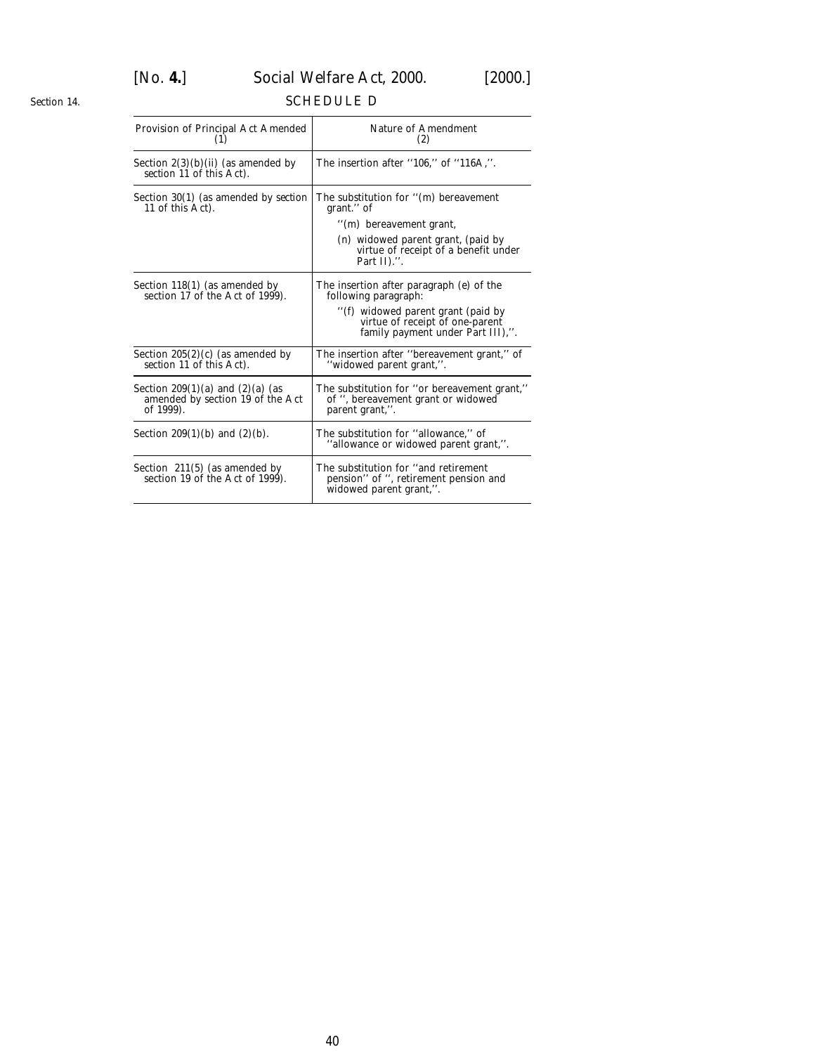Section 14.

## SCHEDULE D

| Provision of Principal Act Amended (1) | Nature of Amendment (2) |
|---|---|
| Section 2(3)(b)(ii) (as amended by section 11 of this Act). | The insertion after ''106,'' of ''116A,''. |
| Section 30(1) (as amended by section 11 of this Act). | The substitution for ''(m) bereavement grant.'' of ''(m) bereavement grant, (n) widowed parent grant, (paid by virtue of receipt of a benefit under Part II).''. |
| Section 118(1) (as amended by section 17 of the Act of 1999). | The insertion after paragraph (e) of the following paragraph: ''(f) widowed parent grant (paid by virtue of receipt of one-parent family payment under Part III),''. |
| Section 205(2)(c) (as amended by section 11 of this Act). | The insertion after ''bereavement grant,'' of ''widowed parent grant,''. |
| Section 209(1)(a) and (2)(a) (as amended by section 19 of the Act of 1999). | The substitution for ''or bereavement grant,'' of '', bereavement grant or widowed parent grant,''. |
| Section 209(1)(b) and (2)(b). | The substitution for ''allowance,'' of ''allowance or widowed parent grant,''. |
| Section 211(5) (as amended by section 19 of the Act of 1999). | The substitution for ''and retirement pension'' of '', retirement pension and widowed parent grant,''. |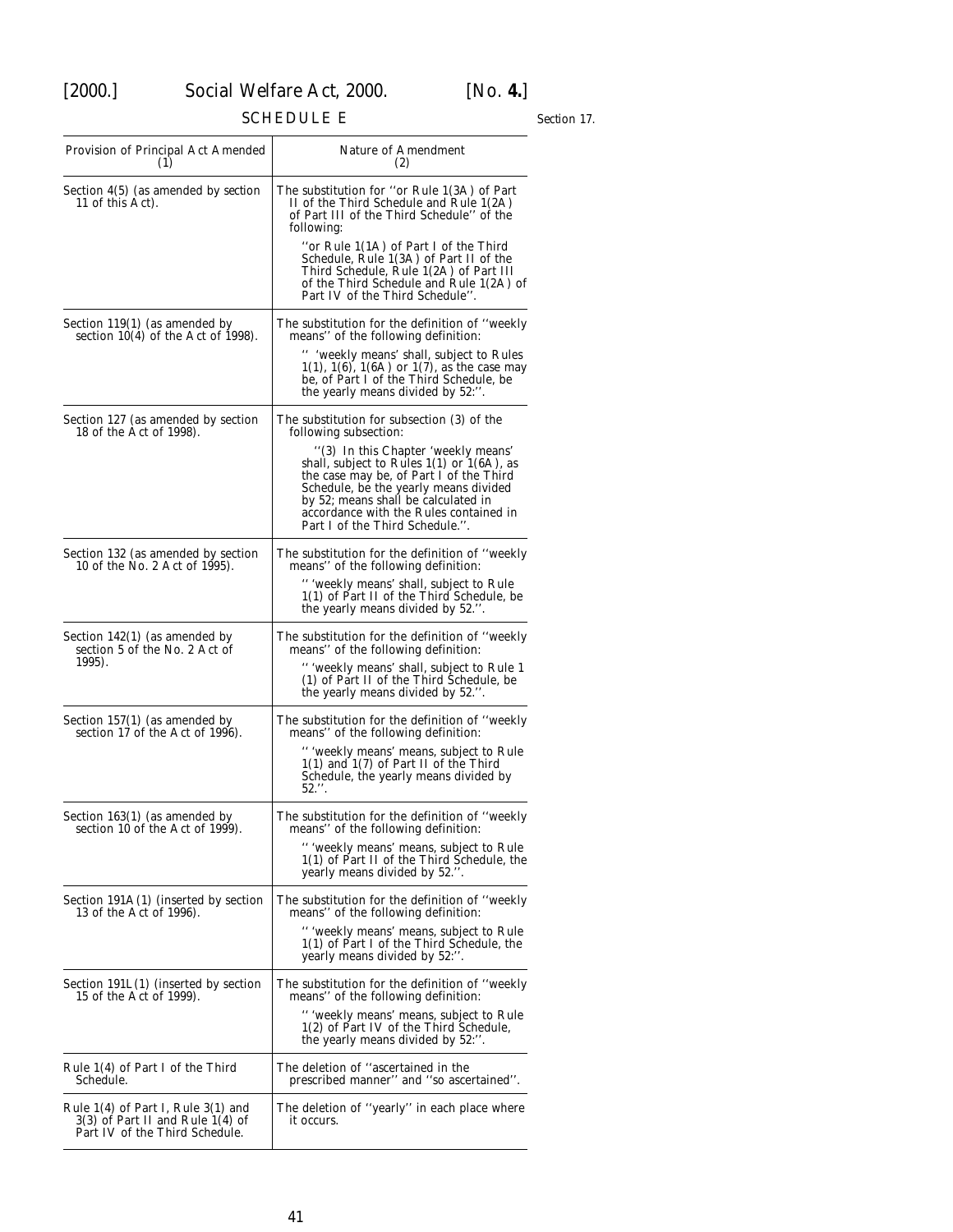## SCHEDULE E

Section 17.

| Provision of Principal Act Amended (1) | Nature of Amendment (2) |
| --- | --- |
| Section 4(5) (as amended by section 11 of this Act). | The substitution for ''or Rule 1(3A) of Part II of the Third Schedule and Rule 1(2A) of Part III of the Third Schedule'' of the following: ''or Rule 1(1A) of Part I of the Third Schedule, Rule 1(3A) of Part II of the Third Schedule, Rule 1(2A) of Part III of the Third Schedule and Rule 1(2A) of Part IV of the Third Schedule''. |
| Section 119(1) (as amended by section 10(4) of the Act of 1998). | The substitution for the definition of ''weekly means'' of the following definition: '' 'weekly means' shall, subject to Rules 1(1), 1(6), 1(6A) or 1(7), as the case may be, of Part I of the Third Schedule, be the yearly means divided by 52:''. |
| Section 127 (as amended by section 18 of the Act of 1998). | The substitution for subsection (3) of the following subsection: ''(3) In this Chapter 'weekly means' shall, subject to Rules 1(1) or 1(6A), as the case may be, of Part I of the Third Schedule, be the yearly means divided by 52; means shall be calculated in accordance with the Rules contained in Part I of the Third Schedule.''. |
| Section 132 (as amended by section 10 of the No. 2 Act of 1995). | The substitution for the definition of ''weekly means'' of the following definition: '' 'weekly means' shall, subject to Rule 1(1) of Part II of the Third Schedule, be the yearly means divided by 52.''. |
| Section 142(1) (as amended by section 5 of the No. 2 Act of 1995). | The substitution for the definition of ''weekly means'' of the following definition: '' 'weekly means' shall, subject to Rule 1 (1) of Part II of the Third Schedule, be the yearly means divided by 52.''. |
| Section 157(1) (as amended by section 17 of the Act of 1996). | The substitution for the definition of ''weekly means'' of the following definition: '' 'weekly means' means, subject to Rule 1(1) and 1(7) of Part II of the Third Schedule, the yearly means divided by 52.''. |
| Section 163(1) (as amended by section 10 of the Act of 1999). | The substitution for the definition of ''weekly means'' of the following definition: '' 'weekly means' means, subject to Rule 1(1) of Part II of the Third Schedule, the yearly means divided by 52.''. |
| Section 191A(1) (inserted by section 13 of the Act of 1996). | The substitution for the definition of ''weekly means'' of the following definition: '' 'weekly means' means, subject to Rule 1(1) of Part I of the Third Schedule, the yearly means divided by 52:''. |
| Section 191L(1) (inserted by section 15 of the Act of 1999). | The substitution for the definition of ''weekly means'' of the following definition: '' 'weekly means' means, subject to Rule 1(2) of Part IV of the Third Schedule, the yearly means divided by 52:''. |
| Rule 1(4) of Part I of the Third Schedule. | The deletion of ''ascertained in the prescribed manner'' and ''so ascertained''. |
| Rule 1(4) of Part I, Rule 3(1) and 3(3) of Part II and Rule 1(4) of Part IV of the Third Schedule. | The deletion of ''yearly'' in each place where it occurs. |